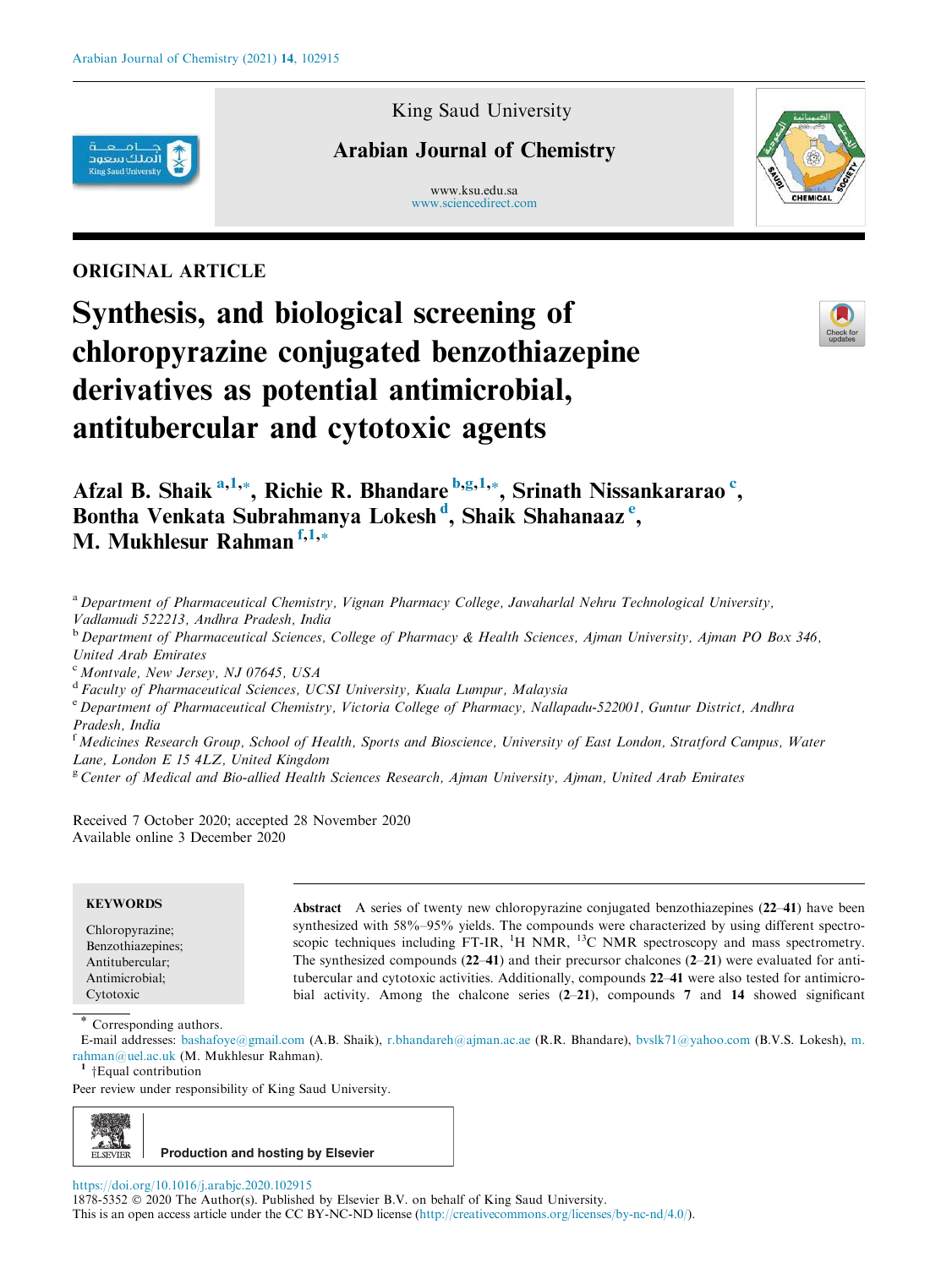King Saud University

## Arabian Journal of Chemistry

www.ksu.edu.sa
www.sciencedirect.com

ORIGINAL ARTICLE

# Synthesis, and biological screening of chloropyrazine conjugated benzothiazepine derivatives as potential antimicrobial, antitubercular and cytotoxic agents

**Afzal B. Shaik** [a,1,*], **Richie R. Bhandare** [b,g,1,*], **Srinath Nissankararao** [c], **Bontha Venkata Subrahmanya Lokesh** [d], **Shaik Shahanaaz** [e], **M. Mukhlesur Rahman** [f,1,*]

[a] *Department of Pharmaceutical Chemistry, Vignan Pharmacy College, Jawaharlal Nehru Technological University, Vadlamudi 522213, Andhra Pradesh, India*
[b] *Department of Pharmaceutical Sciences, College of Pharmacy & Health Sciences, Ajman University, Ajman PO Box 346, United Arab Emirates*
[c] *Montvale, New Jersey, NJ 07645, USA*
[d] *Faculty of Pharmaceutical Sciences, UCSI University, Kuala Lumpur, Malaysia*
[e] *Department of Pharmaceutical Chemistry, Victoria College of Pharmacy, Nallapadu-522001, Guntur District, Andhra Pradesh, India*
[f] *Medicines Research Group, School of Health, Sports and Bioscience, University of East London, Stratford Campus, Water Lane, London E 15 4LZ, United Kingdom*
[g] *Center of Medical and Bio-allied Health Sciences Research, Ajman University, Ajman, United Arab Emirates*

Received 7 October 2020; accepted 28 November 2020
Available online 3 December 2020

**KEYWORDS**

Chloropyrazine;
Benzothiazepines;
Antitubercular;
Antimicrobial;
Cytotoxic

**Abstract** A series of twenty new chloropyrazine conjugated benzothiazepines (**22**–**41**) have been synthesized with 58%–95% yields. The compounds were characterized by using different spectroscopic techniques including FT-IR, $^{1}$H NMR, $^{13}$C NMR spectroscopy and mass spectrometry. The synthesized compounds (**22**–**41**) and their precursor chalcones (**2**–**21**) were evaluated for antitubercular and cytotoxic activities. Additionally, compounds **22**–**41** were also tested for antimicrobial activity. Among the chalcone series (**2**–**21**), compounds **7** and **14** showed significant

\* Corresponding authors.
E-mail addresses: bashafoye@gmail.com (A.B. Shaik), r.bhandareh@ajman.ac.ae (R.R. Bhandare), bvslk71@yahoo.com (B.V.S. Lokesh), m.rahman@uel.ac.uk (M. Mukhlesur Rahman).
[1] †Equal contribution

Peer review under responsibility of King Saud University.

Production and hosting by Elsevier

https://doi.org/10.1016/j.arabjc.2020.102915
1878-5352 © 2020 The Author(s). Published by Elsevier B.V. on behalf of King Saud University.
This is an open access article under the CC BY-NC-ND license (http://creativecommons.org/licenses/by-nc-nd/4.0/).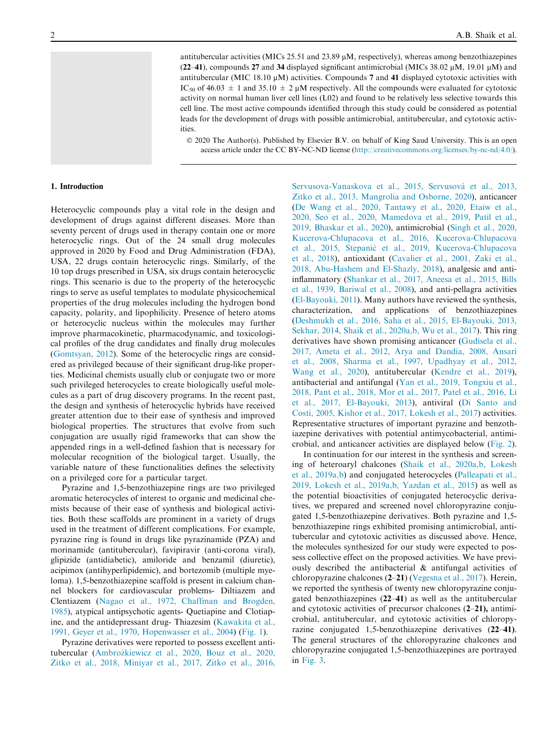antitubercular activities (MICs 25.51 and 23.89 μM, respectively), whereas among benzothiazepines (**22**–**41**), compounds **27** and **34** displayed significant antimicrobial (MICs 38.02 μM, 19.01 μM) and antitubercular (MIC 18.10 μM) activities. Compounds **7** and **41** displayed cytotoxic activities with $IC_{50}$ of 46.03 ± 1 and 35.10 ± 2 μM respectively. All the compounds were evaluated for cytotoxic activity on normal human liver cell lines (L02) and found to be relatively less selective towards this cell line. The most active compounds identified through this study could be considered as potential leads for the development of drugs with possible antimicrobial, antitubercular, and cytotoxic activities.

© 2020 The Author(s). Published by Elsevier B.V. on behalf of King Saud University. This is an open access article under the CC BY-NC-ND license (http://creativecommons.org/licenses/by-nc-nd/4.0/).

## 1. Introduction

Heterocyclic compounds play a vital role in the design and development of drugs against different diseases. More than seventy percent of drugs used in therapy contain one or more heterocyclic rings. Out of the 24 small drug molecules approved in 2020 by Food and Drug Administration (FDA), USA, 22 drugs contain heterocyclic rings. Similarly, of the 10 top drugs prescribed in USA, six drugs contain heterocyclic rings. This scenario is due to the property of the heterocyclic rings to serve as useful templates to modulate physicochemical properties of the drug molecules including the hydrogen bond capacity, polarity, and lipophilicity. Presence of hetero atoms or heterocyclic nucleus within the molecules may further improve pharmacokinetic, pharmacodynamic, and toxicological profiles of the drug candidates and finally drug molecules (Gomtsyan, 2012). Some of the heterocyclic rings are considered as privileged because of their significant drug-like properties. Medicinal chemists usually club or conjugate two or more such privileged heterocycles to create biologically useful molecules as a part of drug discovery programs. In the recent past, the design and synthesis of heterocyclic hybrids have received greater attention due to their ease of synthesis and improved biological properties. The structures that evolve from such conjugation are usually rigid frameworks that can show the appended rings in a well-defined fashion that is necessary for molecular recognition of the biological target. Usually, the variable nature of these functionalities defines the selectivity on a privileged core for a particular target.

Pyrazine and 1,5-benzothiazepine rings are two privileged aromatic heterocycles of interest to organic and medicinal chemists because of their ease of synthesis and biological activities. Both these scaffolds are prominent in a variety of drugs used in the treatment of different complications. For example, pyrazine ring is found in drugs like pyrazinamide (PZA) and morinamide (antitubercular), favipiravir (anti-corona viral), glipizide (antidiabetic), amiloride and benzamil (diuretic), acipimox (antihyperlipidemic), and bortezomib (multiple myeloma). 1,5-benzothiazepine scaffold is present in calcium channel blockers for cardiovascular problems- Diltiazem and Clentiazem (Nagao et al., 1972, Chaffman and Brogden, 1985), atypical antipsychotic agents- Quetiapine and Clotiapine, and the antidepressant drug- Thiazesim (Kawakita et al., 1991, Geyer et al., 1970, Hopenwasser et al., 2004) (Fig. 1).

Pyrazine derivatives were reported to possess excellent antitubercular (Ambrożkiewicz et al., 2020, Bouz et al., 2020, Zitko et al., 2018, Miniyar et al., 2017, Zitko et al., 2016, Servusova-Vanaskova et al., 2015, Servusová et al., 2013, Zitko et al., 2013, Mangrolia and Osborne, 2020), anticancer (De Wang et al., 2020, Tantawy et al., 2020, Etaiw et al., 2020, Seo et al., 2020, Mamedova et al., 2019, Patil et al., 2019, Bhaskar et al., 2020), antimicrobial (Singh et al., 2020, Kucerova-Chlupacova et al., 2016, Kucerova-Chlupacova et al., 2015, Stepanić et al., 2019, Kucerova-Chlupacova et al., 2018), antioxidant (Cavalier et al., 2001, Zaki et al., 2018, Abu-Hashem and El-Shazly, 2018), analgesic and anti-inflammatory (Shankar et al., 2017, Aneesa et al., 2015, Bills et al., 1939, Bariwal et al., 2008), and anti-pellagra activities (El-Bayouki, 2011). Many authors have reviewed the synthesis, characterization, and applications of benzothiazepines (Deshmukh et al., 2016, Saha et al., 2015, El-Bayouki, 2013, Sekhar, 2014, Shaik et al., 2020a,b, Wu et al., 2017). This ring derivatives have shown promising anticancer (Gudisela et al., 2017, Ameta et al., 2012, Arya and Dandia, 2008, Ansari et al., 2008, Sharma et al., 1997, Upadhyay et al., 2012, Wang et al., 2020), antitubercular (Kendre et al., 2019), antibacterial and antifungal (Yan et al., 2019, Tongxiu et al., 2018, Pant et al., 2018, Mor et al., 2017, Patel et al., 2016, Li et al., 2017, El-Bayouki, 2013), antiviral (Di Santo and Costi, 2005, Kishor et al., 2017, Lokesh et al., 2017) activities. Representative structures of important pyrazine and benzothiazepine derivatives with potential antimycobacterial, antimicrobial, and anticancer activities are displayed below (Fig. 2).

In continuation for our interest in the synthesis and screening of heteroaryl chalcones (Shaik et al., 2020a,b, Lokesh et al., 2019a,b) and conjugated heterocycles (Palleapati et al., 2019, Lokesh et al., 2019a,b, Yazdan et al., 2015) as well as the potential bioactivities of conjugated heterocyclic derivatives, we prepared and screened novel chloropyrazine conjugated 1,5-benzothiazepine derivatives. Both pyrazine and 1,5-benzothiazepine rings exhibited promising antimicrobial, antitubercular and cytotoxic activities as discussed above. Hence, the molecules synthesized for our study were expected to possess collective effect on the proposed activities. We have previously described the antibacterial & antifungal activities of chloropyrazine chalcones (**2**–**21**) (Vegesna et al., 2017). Herein, we reported the synthesis of twenty new chloropyrazine conjugated benzothiazepines (**22**–**41**) as well as the antitubercular and cytotoxic activities of precursor chalcones (**2**–**21**), antimicrobial, antitubercular, and cytotoxic activities of chloropyrazine conjugated 1,5-benzothiazepine derivatives (**22**–**41**). The general structures of the chloropyrazine chalcones and chloropyrazine conjugated 1,5-benzothiazepines are portrayed in Fig. 3.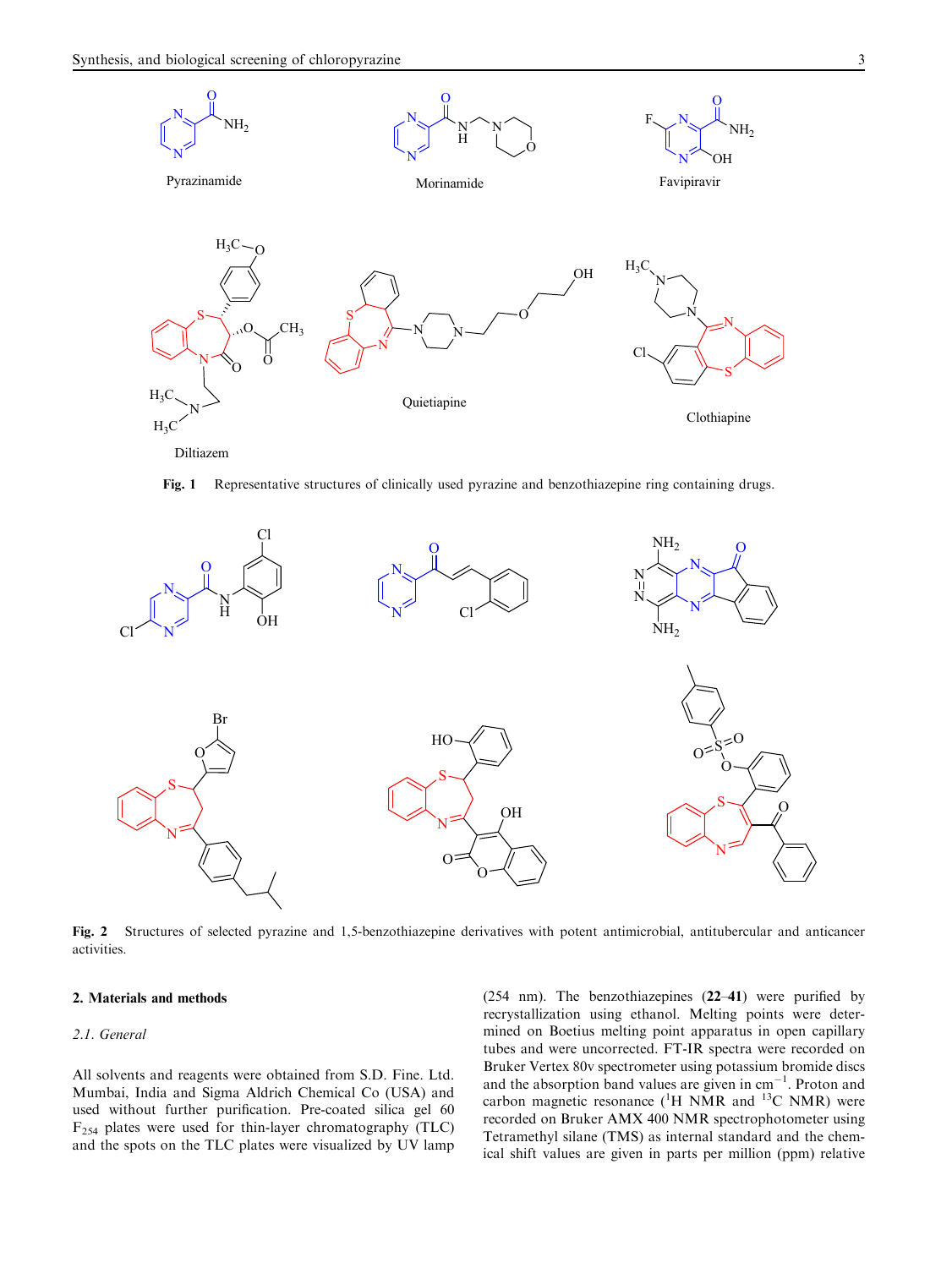Pyrazinamide

Morinamide

Favipiravir

Diltiazem

Quietiapine

Clothiapine

**Fig. 1** Representative structures of clinically used pyrazine and benzothiazepine ring containing drugs.

**Fig. 2** Structures of selected pyrazine and 1,5-benzothiazepine derivatives with potent antimicrobial, antitubercular and anticancer activities.

## 2. Materials and methods

### 2.1. General

All solvents and reagents were obtained from S.D. Fine. Ltd. Mumbai, India and Sigma Aldrich Chemical Co (USA) and used without further purification. Pre-coated silica gel 60 $F_{254}$ plates were used for thin-layer chromatography (TLC) and the spots on the TLC plates were visualized by UV lamp (254 nm). The benzothiazepines (**22**–**41**) were purified by recrystallization using ethanol. Melting points were determined on Boetius melting point apparatus in open capillary tubes and were uncorrected. FT-IR spectra were recorded on Bruker Vertex 80v spectrometer using potassium bromide discs and the absorption band values are given in $cm^{-1}$. Proton and carbon magnetic resonance ($^{1}H$ NMR and $^{13}C$ NMR) were recorded on Bruker AMX 400 NMR spectrophotometer using Tetramethyl silane (TMS) as internal standard and the chemical shift values are given in parts per million (ppm) relative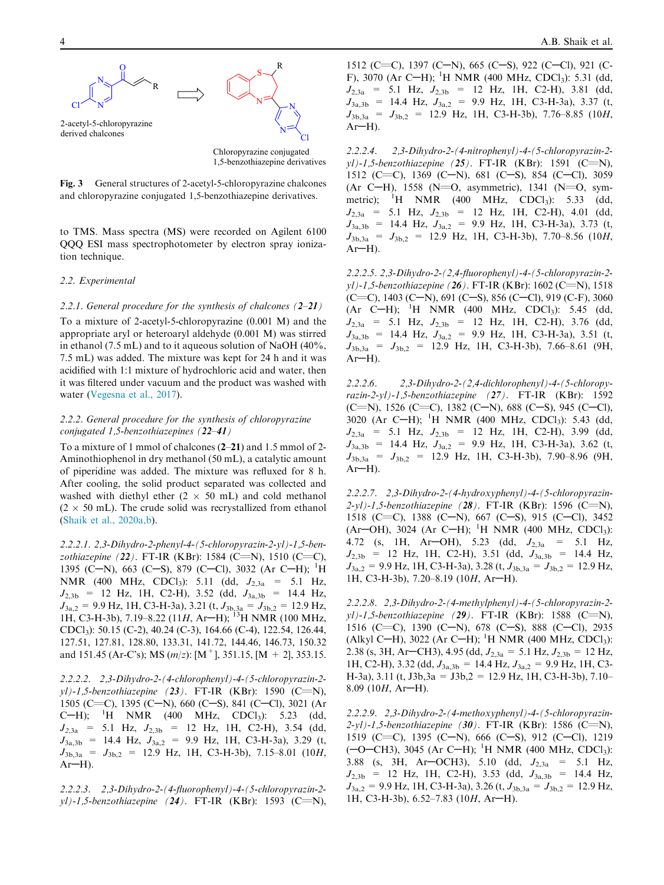2-acetyl-5-chloropyrazine derived chalcones

Chloropyrazine conjugated 1,5-benzothiazepine derivatives

**Fig. 3** General structures of 2-acetyl-5-chloropyrazine chalcones and chloropyrazine conjugated 1,5-benzothiazepine derivatives.

to TMS. Mass spectra (MS) were recorded on Agilent 6100 QQQ ESI mass spectrophotometer by electron spray ionization technique.

### 2.2. Experimental

#### 2.2.1. General procedure for the synthesis of chalcones (2–21)

To a mixture of 2-acetyl-5-chloropyrazine (0.001 M) and the appropriate aryl or heteroaryl aldehyde (0.001 M) was stirred in ethanol (7.5 mL) and to it aqueous solution of NaOH (40%, 7.5 mL) was added. The mixture was kept for 24 h and it was acidified with 1:1 mixture of hydrochloric acid and water, then it was filtered under vacuum and the product was washed with water (Vegesna et al., 2017).

#### 2.2.2. General procedure for the synthesis of chloropyrazine conjugated 1,5-benzothiazepines (22–41)

To a mixture of 1 mmol of chalcones (**2**–**21**) and 1.5 mmol of 2-Aminothiophenol in dry methanol (50 mL), a catalytic amount of piperidine was added. The mixture was refluxed for 8 h. After cooling, the solid product separated was collected and washed with diethyl ether (2 × 50 mL) and cold methanol (2 × 50 mL). The crude solid was recrystallized from ethanol (Shaik et al., 2020a,b).

*2.2.2.1. 2,3-Dihydro-2-phenyl-4-(5-chloropyrazin-2-yl)-1,5-benzothiazepine (**22**).* FT-IR (KBr): 1584 (C=N), 1510 (C=C), 1395 (C—N), 663 (C—S), 879 (C—Cl), 3032 (Ar C—H); $^1$H NMR (400 MHz, CDCl$_3$): 5.11 (dd, $J_{2,3a}$ = 5.1 Hz, $J_{2,3b}$ = 12 Hz, 1H, C2-H), 3.52 (dd, $J_{3a,3b}$ = 14.4 Hz, $J_{3a,2}$ = 9.9 Hz, 1H, C3-H-3a), 3.21 (t, $J_{3b,3a}$ = $J_{3b,2}$ = 12.9 Hz, 1H, C3-H-3b), 7.19–8.22 (11*H*, Ar—H); $^{13}$H NMR (100 MHz, CDCl$_3$): 50.15 (C-2), 40.24 (C-3), 164.66 (C-4), 122.54, 126.44, 127.51, 127.81, 128.80, 133.31, 141.72, 144.46, 146.73, 150.32 and 151.45 (Ar-C's); MS (*m*/*z*): [M$^+$], 351.15, [M + 2], 353.15.

*2.2.2.2. 2,3-Dihydro-2-(4-chlorophenyl)-4-(5-chloropyrazin-2-yl)-1,5-benzothiazepine (**23**).* FT-IR (KBr): 1590 (C=N), 1505 (C=C), 1395 (C—N), 660 (C—S), 841 (C—Cl), 3021 (Ar C—H); $^1$H NMR (400 MHz, CDCl$_3$): 5.23 (dd, $J_{2,3a}$ = 5.1 Hz, $J_{2,3b}$ = 12 Hz, 1H, C2-H), 3.54 (dd, $J_{3a,3b}$ = 14.4 Hz, $J_{3a,2}$ = 9.9 Hz, 1H, C3-H-3a), 3.29 (t, $J_{3b,3a}$ = $J_{3b,2}$ = 12.9 Hz, 1H, C3-H-3b), 7.15–8.01 (10*H*, Ar—H).

*2.2.2.3. 2,3-Dihydro-2-(4-fluorophenyl)-4-(5-chloropyrazin-2-yl)-1,5-benzothiazepine (**24**).* FT-IR (KBr): 1593 (C=N), 1512 (C=C), 1397 (C—N), 665 (C—S), 922 (C—Cl), 921 (C-F), 3070 (Ar C—H); $^1$H NMR (400 MHz, CDCl$_3$): 5.31 (dd, $J_{2,3a}$ = 5.1 Hz, $J_{2,3b}$ = 12 Hz, 1H, C2-H), 3.81 (dd, $J_{3a,3b}$ = 14.4 Hz, $J_{3a,2}$ = 9.9 Hz, 1H, C3-H-3a), 3.37 (t, $J_{3b,3a}$ = $J_{3b,2}$ = 12.9 Hz, 1H, C3-H-3b), 7.76–8.85 (10*H*, Ar—H).

*2.2.2.4. 2,3-Dihydro-2-(4-nitrophenyl)-4-(5-chloropyrazin-2-yl)-1,5-benzothiazepine (**25**).* FT-IR (KBr): 1591 (C=N), 1512 (C=C), 1369 (C—N), 681 (C—S), 854 (C—Cl), 3059 (Ar C—H), 1558 (N=O, asymmetric), 1341 (N=O, symmetric); $^1$H NMR (400 MHz, CDCl$_3$): 5.33 (dd, $J_{2,3a}$ = 5.1 Hz, $J_{2,3b}$ = 12 Hz, 1H, C2-H), 4.01 (dd, $J_{3a,3b}$ = 14.4 Hz, $J_{3a,2}$ = 9.9 Hz, 1H, C3-H-3a), 3.73 (t, $J_{3b,3a}$ = $J_{3b,2}$ = 12.9 Hz, 1H, C3-H-3b), 7.70–8.56 (10*H*, Ar—H).

*2.2.2.5. 2,3-Dihydro-2-(2,4-fluorophenyl)-4-(5-chloropyrazin-2-yl)-1,5-benzothiazepine (**26**).* FT-IR (KBr): 1602 (C=N), 1518 (C=C), 1403 (C—N), 691 (C—S), 856 (C—Cl), 919 (C-F), 3060 (Ar C—H); $^1$H NMR (400 MHz, CDCl$_3$): 5.45 (dd, $J_{2,3a}$ = 5.1 Hz, $J_{2,3b}$ = 12 Hz, 1H, C2-H), 3.76 (dd, $J_{3a,3b}$ = 14.4 Hz, $J_{3a,2}$ = 9.9 Hz, 1H, C3-H-3a), 3.51 (t, $J_{3b,3a}$ = $J_{3b,2}$ = 12.9 Hz, 1H, C3-H-3b), 7.66–8.61 (9H, Ar—H).

*2.2.2.6. 2,3-Dihydro-2-(2,4-dichlorophenyl)-4-(5-chloropyrazin-2-yl)-1,5-benzothiazepine (**27**).* FT-IR (KBr): 1592 (C=N), 1526 (C=C), 1382 (C—N), 688 (C—S), 945 (C—Cl), 3020 (Ar C—H); $^1$H NMR (400 MHz, CDCl$_3$): 5.43 (dd, $J_{2,3a}$ = 5.1 Hz, $J_{2,3b}$ = 12 Hz, 1H, C2-H), 3.99 (dd, $J_{3a,3b}$ = 14.4 Hz, $J_{3a,2}$ = 9.9 Hz, 1H, C3-H-3a), 3.62 (t, $J_{3b,3a}$ = $J_{3b,2}$ = 12.9 Hz, 1H, C3-H-3b), 7.90–8.96 (9H, Ar—H).

*2.2.2.7. 2,3-Dihydro-2-(4-hydroxyphenyl)-4-(5-chloropyrazin-2-yl)-1,5-benzothiazepine (**28**).* FT-IR (KBr): 1596 (C=N), 1518 (C=C), 1388 (C—N), 667 (C—S), 915 (C—Cl), 3452 (Ar—OH), 3024 (Ar C—H); $^1$H NMR (400 MHz, CDCl$_3$): 4.72 (s, 1H, Ar—OH), 5.23 (dd, $J_{2,3a}$ = 5.1 Hz, $J_{2,3b}$ = 12 Hz, 1H, C2-H), 3.51 (dd, $J_{3a,3b}$ = 14.4 Hz, $J_{3a,2}$ = 9.9 Hz, 1H, C3-H-3a), 3.28 (t, $J_{3b,3a}$ = $J_{3b,2}$ = 12.9 Hz, 1H, C3-H-3b), 7.20–8.19 (10*H*, Ar—H).

*2.2.2.8. 2,3-Dihydro-2-(4-methylphenyl)-4-(5-chloropyrazin-2-yl)-1,5-benzothiazepine (**29**).* FT-IR (KBr): 1588 (C=N), 1516 (C=C), 1390 (C—N), 678 (C—S), 888 (C—Cl), 2935 (Alkyl C—H), 3022 (Ar C—H); $^1$H NMR (400 MHz, CDCl$_3$): 2.38 (s, 3H, Ar—CH3), 4.95 (dd, $J_{2,3a}$ = 5.1 Hz, $J_{2,3b}$ = 12 Hz, 1H, C2-H), 3.32 (dd, $J_{3a,3b}$ = 14.4 Hz, $J_{3a,2}$ = 9.9 Hz, 1H, C3-H-3a), 3.11 (t, J3b,3a = J3b,2 = 12.9 Hz, 1H, C3-H-3b), 7.10–8.09 (10*H*, Ar—H).

*2.2.2.9. 2,3-Dihydro-2-(4-methoxyphenyl)-4-(5-chloropyrazin-2-yl)-1,5-benzothiazepine (**30**).* FT-IR (KBr): 1586 (C=N), 1519 (C=C), 1395 (C—N), 666 (C—S), 912 (C—Cl), 1219 (—O—CH3), 3045 (Ar C—H); $^1$H NMR (400 MHz, CDCl$_3$): 3.88 (s, 3H, Ar—OCH3), 5.10 (dd, $J_{2,3a}$ = 5.1 Hz, $J_{2,3b}$ = 12 Hz, 1H, C2-H), 3.53 (dd, $J_{3a,3b}$ = 14.4 Hz, $J_{3a,2}$ = 9.9 Hz, 1H, C3-H-3a), 3.26 (t, $J_{3b,3a}$ = $J_{3b,2}$ = 12.9 Hz, 1H, C3-H-3b), 6.52–7.83 (10*H*, Ar—H).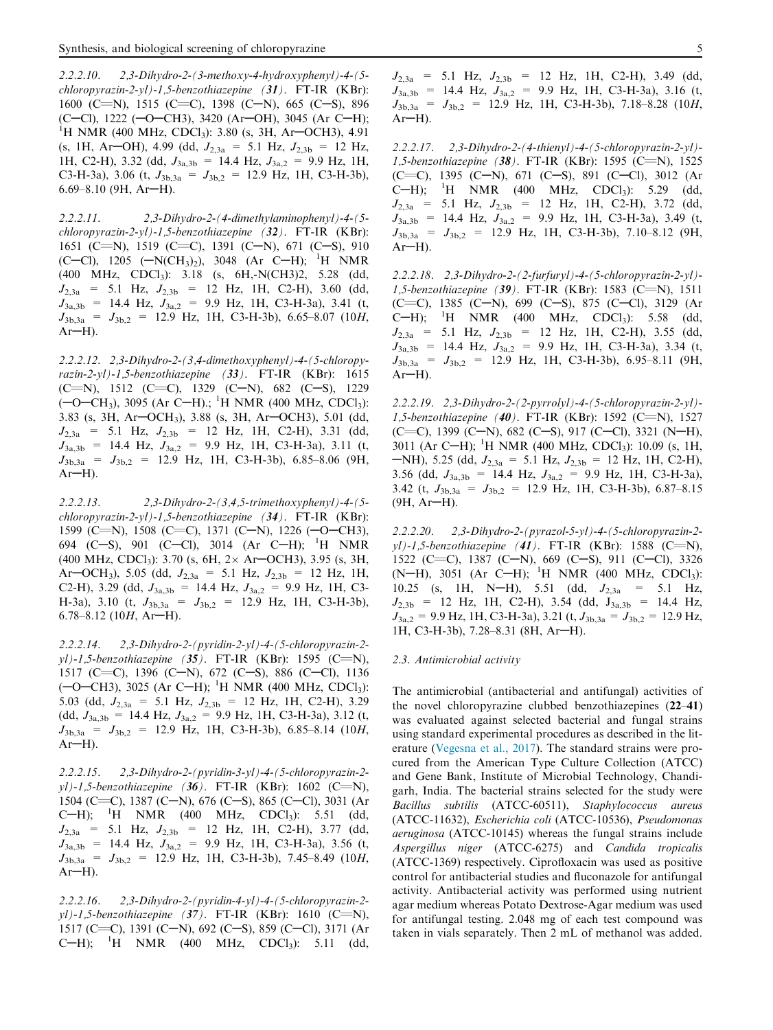*2.2.2.10. 2,3-Dihydro-2-(3-methoxy-4-hydroxyphenyl)-4-(5-chloropyrazin-2-yl)-1,5-benzothiazepine (**31**)*. FT-IR (KBr): 1600 (C=N), 1515 (C=C), 1398 (C—N), 665 (C—S), 896 (C—Cl), 1222 (—O—CH3), 3420 (Ar—OH), 3045 (Ar C—H); $^{1}$H NMR (400 MHz, $CDCl_3$): 3.80 (s, 3H, Ar—OCH3), 4.91 (s, 1H, Ar—OH), 4.99 (dd, $J_{2,3a}$ = 5.1 Hz, $J_{2,3b}$ = 12 Hz, 1H, C2-H), 3.32 (dd, $J_{3a,3b}$ = 14.4 Hz, $J_{3a,2}$ = 9.9 Hz, 1H, C3-H-3a), 3.06 (t, $J_{3b,3a}$ = $J_{3b,2}$ = 12.9 Hz, 1H, C3-H-3b), 6.69–8.10 (9H, Ar—H).

*2.2.2.11. 2,3-Dihydro-2-(4-dimethylaminophenyl)-4-(5-chloropyrazin-2-yl)-1,5-benzothiazepine (**32**)*. FT-IR (KBr): 1651 (C=N), 1519 (C=C), 1391 (C—N), 671 (C—S), 910 (C—Cl), 1205 (—N($CH_3$)$_2$), 3048 (Ar C—H); $^{1}$H NMR (400 MHz, $CDCl_3$): 3.18 (s, 6H,-N(CH3)2, 5.28 (dd, $J_{2,3a}$ = 5.1 Hz, $J_{2,3b}$ = 12 Hz, 1H, C2-H), 3.60 (dd, $J_{3a,3b}$ = 14.4 Hz, $J_{3a,2}$ = 9.9 Hz, 1H, C3-H-3a), 3.41 (t, $J_{3b,3a}$ = $J_{3b,2}$ = 12.9 Hz, 1H, C3-H-3b), 6.65–8.07 (10*H*, Ar—H).

*2.2.2.12. 2,3-Dihydro-2-(3,4-dimethoxyphenyl)-4-(5-chloropyrazin-2-yl)-1,5-benzothiazepine (**33**)*. FT-IR (KBr): 1615 (C=N), 1512 (C=C), 1329 (C—N), 682 (C—S), 1229 (—O—$CH_3$), 3095 (Ar C—H).; $^{1}$H NMR (400 MHz, $CDCl_3$): 3.83 (s, 3H, Ar—$OCH_3$), 3.88 (s, 3H, Ar—OCH3), 5.01 (dd, $J_{2,3a}$ = 5.1 Hz, $J_{2,3b}$ = 12 Hz, 1H, C2-H), 3.31 (dd, $J_{3a,3b}$ = 14.4 Hz, $J_{3a,2}$ = 9.9 Hz, 1H, C3-H-3a), 3.11 (t, $J_{3b,3a}$ = $J_{3b,2}$ = 12.9 Hz, 1H, C3-H-3b), 6.85–8.06 (9H, Ar—H).

*2.2.2.13. 2,3-Dihydro-2-(3,4,5-trimethoxyphenyl)-4-(5-chloropyrazin-2-yl)-1,5-benzothiazepine (**34**)*. FT-IR (KBr): 1599 (C=N), 1508 (C=C), 1371 (C—N), 1226 (—O—CH3), 694 (C—S), 901 (C—Cl), 3014 (Ar C—H); $^{1}$H NMR (400 MHz, $CDCl_3$): 3.70 (s, 6H, 2× Ar—$OCH_3$), 3.95 (s, 3H, Ar—$OCH_3$), 5.05 (dd, $J_{2,3a}$ = 5.1 Hz, $J_{2,3b}$ = 12 Hz, 1H, C2-H), 3.29 (dd, $J_{3a,3b}$ = 14.4 Hz, $J_{3a,2}$ = 9.9 Hz, 1H, C3-H-3a), 3.10 (t, $J_{3b,3a}$ = $J_{3b,2}$ = 12.9 Hz, 1H, C3-H-3b), 6.78–8.12 (10*H*, Ar—H).

*2.2.2.14. 2,3-Dihydro-2-(pyridin-2-yl)-4-(5-chloropyrazin-2-yl)-1,5-benzothiazepine (**35**)*. FT-IR (KBr): 1595 (C=N), 1517 (C=C), 1396 (C—N), 672 (C—S), 886 (C—Cl), 1136 (—O—CH3), 3025 (Ar C—H); $^{1}$H NMR (400 MHz, $CDCl_3$): 5.03 (dd, $J_{2,3a}$ = 5.1 Hz, $J_{2,3b}$ = 12 Hz, 1H, C2-H), 3.29 (dd, $J_{3a,3b}$ = 14.4 Hz, $J_{3a,2}$ = 9.9 Hz, 1H, C3-H-3a), 3.12 (t, $J_{3b,3a}$ = $J_{3b,2}$ = 12.9 Hz, 1H, C3-H-3b), 6.85–8.14 (10*H*, Ar—H).

*2.2.2.15. 2,3-Dihydro-2-(pyridin-3-yl)-4-(5-chloropyrazin-2-yl)-1,5-benzothiazepine (**36**)*. FT-IR (KBr): 1602 (C=N), 1504 (C=C), 1387 (C—N), 676 (C—S), 865 (C—Cl), 3031 (Ar C—H); $^{1}$H NMR (400 MHz, $CDCl_3$): 5.51 (dd, $J_{2,3a}$ = 5.1 Hz, $J_{2,3b}$ = 12 Hz, 1H, C2-H), 3.77 (dd, $J_{3a,3b}$ = 14.4 Hz, $J_{3a,2}$ = 9.9 Hz, 1H, C3-H-3a), 3.56 (t, $J_{3b,3a}$ = $J_{3b,2}$ = 12.9 Hz, 1H, C3-H-3b), 7.45–8.49 (10*H*, Ar—H).

*2.2.2.16. 2,3-Dihydro-2-(pyridin-4-yl)-4-(5-chloropyrazin-2-yl)-1,5-benzothiazepine (**37**)*. FT-IR (KBr): 1610 (C=N), 1517 (C=C), 1391 (C—N), 692 (C—S), 859 (C—Cl), 3171 (Ar C—H); $^{1}$H NMR (400 MHz, $CDCl_3$): 5.11 (dd, $J_{2,3a}$ = 5.1 Hz, $J_{2,3b}$ = 12 Hz, 1H, C2-H), 3.49 (dd, $J_{3a,3b}$ = 14.4 Hz, $J_{3a,2}$ = 9.9 Hz, 1H, C3-H-3a), 3.16 (t, $J_{3b,3a}$ = $J_{3b,2}$ = 12.9 Hz, 1H, C3-H-3b), 7.18–8.28 (10*H*, Ar—H).

*2.2.2.17. 2,3-Dihydro-2-(4-thienyl)-4-(5-chloropyrazin-2-yl)-1,5-benzothiazepine (**38**)*. FT-IR (KBr): 1595 (C=N), 1525 (C=C), 1395 (C—N), 671 (C—S), 891 (C—Cl), 3012 (Ar C—H); $^{1}$H NMR (400 MHz, $CDCl_3$): 5.29 (dd, $J_{2,3a}$ = 5.1 Hz, $J_{2,3b}$ = 12 Hz, 1H, C2-H), 3.72 (dd, $J_{3a,3b}$ = 14.4 Hz, $J_{3a,2}$ = 9.9 Hz, 1H, C3-H-3a), 3.49 (t, $J_{3b,3a}$ = $J_{3b,2}$ = 12.9 Hz, 1H, C3-H-3b), 7.10–8.12 (9H, Ar—H).

*2.2.2.18. 2,3-Dihydro-2-(2-furfuryl)-4-(5-chloropyrazin-2-yl)-1,5-benzothiazepine (**39**)*. FT-IR (KBr): 1583 (C=N), 1511 (C=C), 1385 (C—N), 699 (C—S), 875 (C—Cl), 3129 (Ar C—H); $^{1}$H NMR (400 MHz, $CDCl_3$): 5.58 (dd, $J_{2,3a}$ = 5.1 Hz, $J_{2,3b}$ = 12 Hz, 1H, C2-H), 3.55 (dd, $J_{3a,3b}$ = 14.4 Hz, $J_{3a,2}$ = 9.9 Hz, 1H, C3-H-3a), 3.34 (t, $J_{3b,3a}$ = $J_{3b,2}$ = 12.9 Hz, 1H, C3-H-3b), 6.95–8.11 (9H, Ar—H).

*2.2.2.19. 2,3-Dihydro-2-(2-pyrrolyl)-4-(5-chloropyrazin-2-yl)-1,5-benzothiazepine (**40**)*. FT-IR (KBr): 1592 (C=N), 1527 (C=C), 1399 (C—N), 682 (C—S), 917 (C—Cl), 3321 (N—H), 3011 (Ar C—H); $^{1}$H NMR (400 MHz, $CDCl_3$): 10.09 (s, 1H, —NH), 5.25 (dd, $J_{2,3a}$ = 5.1 Hz, $J_{2,3b}$ = 12 Hz, 1H, C2-H), 3.56 (dd, $J_{3a,3b}$ = 14.4 Hz, $J_{3a,2}$ = 9.9 Hz, 1H, C3-H-3a), 3.42 (t, $J_{3b,3a}$ = $J_{3b,2}$ = 12.9 Hz, 1H, C3-H-3b), 6.87–8.15 (9H, Ar—H).

*2.2.2.20. 2,3-Dihydro-2-(pyrazol-5-yl)-4-(5-chloropyrazin-2-yl)-1,5-benzothiazepine (**41**)*. FT-IR (KBr): 1588 (C=N), 1522 (C=C), 1387 (C—N), 669 (C—S), 911 (C—Cl), 3326 (N—H), 3051 (Ar C—H); $^{1}$H NMR (400 MHz, $CDCl_3$): 10.25 (s, 1H, N—H), 5.51 (dd, $J_{2,3a}$ = 5.1 Hz, $J_{2,3b}$ = 12 Hz, 1H, C2-H), 3.54 (dd, $J_{3a,3b}$ = 14.4 Hz, $J_{3a,2}$ = 9.9 Hz, 1H, C3-H-3a), 3.21 (t, $J_{3b,3a}$ = $J_{3b,2}$ = 12.9 Hz, 1H, C3-H-3b), 7.28–8.31 (8H, Ar—H).

### 2.3. Antimicrobial activity

The antimicrobial (antibacterial and antifungal) activities of the novel chloropyrazine clubbed benzothiazepines (**22**–**41**) was evaluated against selected bacterial and fungal strains using standard experimental procedures as described in the literature (Vegesna et al., 2017). The standard strains were procured from the American Type Culture Collection (ATCC) and Gene Bank, Institute of Microbial Technology, Chandigarh, India. The bacterial strains selected for the study were *Bacillus subtilis* (ATCC-60511), *Staphylococcus aureus* (ATCC-11632), *Escherichia coli* (ATCC-10536), *Pseudomonas aeruginosa* (ATCC-10145) whereas the fungal strains include *Aspergillus niger* (ATCC-6275) and *Candida tropicalis* (ATCC-1369) respectively. Ciprofloxacin was used as positive control for antibacterial studies and fluconazole for antifungal activity. Antibacterial activity was performed using nutrient agar medium whereas Potato Dextrose-Agar medium was used for antifungal testing. 2.048 mg of each test compound was taken in vials separately. Then 2 mL of methanol was added.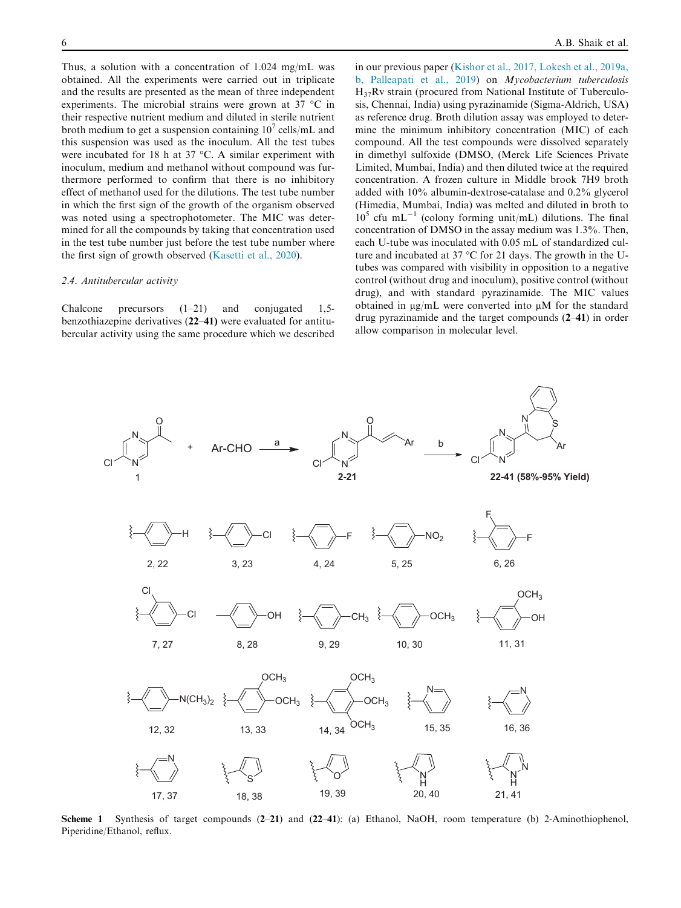Thus, a solution with a concentration of 1.024 mg/mL was obtained. All the experiments were carried out in triplicate and the results are presented as the mean of three independent experiments. The microbial strains were grown at 37 °C in their respective nutrient medium and diluted in sterile nutrient broth medium to get a suspension containing $10^7$ cells/mL and this suspension was used as the inoculum. All the test tubes were incubated for 18 h at 37 °C. A similar experiment with inoculum, medium and methanol without compound was furthermore performed to confirm that there is no inhibitory effect of methanol used for the dilutions. The test tube number in which the first sign of the growth of the organism observed was noted using a spectrophotometer. The MIC was determined for all the compounds by taking that concentration used in the test tube number just before the test tube number where the first sign of growth observed (Kasetti et al., 2020).

### 2.4. Antitubercular activity

Chalcone precursors (1–21) and conjugated 1,5-benzothiazepine derivatives (**22–41)** were evaluated for antitubercular activity using the same procedure which we described in our previous paper (Kishor et al., 2017, Lokesh et al., 2019a, b, Palleapati et al., 2019) on *Mycobacterium tuberculosis* $H_{37}Rv$ strain (procured from National Institute of Tuberculosis, Chennai, India) using pyrazinamide (Sigma-Aldrich, USA) as reference drug. Broth dilution assay was employed to determine the minimum inhibitory concentration (MIC) of each compound. All the test compounds were dissolved separately in dimethyl sulfoxide (DMSO, (Merck Life Sciences Private Limited, Mumbai, India) and then diluted twice at the required concentration. A frozen culture in Middle brook 7H9 broth added with 10% albumin-dextrose-catalase and 0.2% glycerol (Himedia, Mumbai, India) was melted and diluted in broth to $10^5$ cfu $mL^{-1}$ (colony forming unit/mL) dilutions. The final concentration of DMSO in the assay medium was 1.3%. Then, each U-tube was inoculated with 0.05 mL of standardized culture and incubated at 37 °C for 21 days. The growth in the U-tubes was compared with visibility in opposition to a negative control (without drug and inoculum), positive control (without drug), and with standard pyrazinamide. The MIC values obtained in μg/mL were converted into μM for the standard drug pyrazinamide and the target compounds (**2–41**) in order allow comparison in molecular level.

**Scheme 1** Synthesis of target compounds (**2–21**) and (**22–41**): (a) Ethanol, NaOH, room temperature (b) 2-Aminothiophenol, Piperidine/Ethanol, reflux.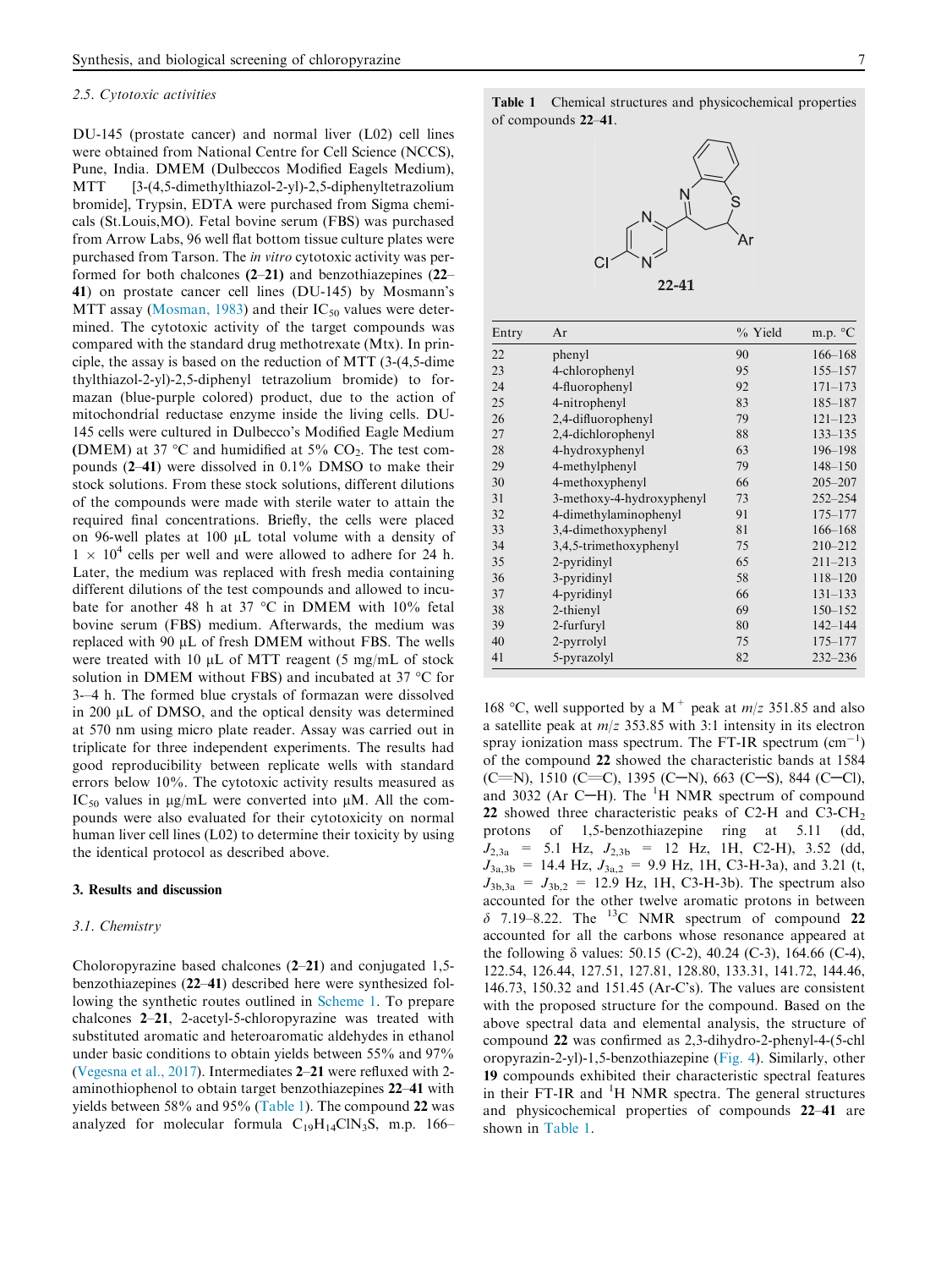### 2.5. Cytotoxic activities

DU-145 (prostate cancer) and normal liver (L02) cell lines were obtained from National Centre for Cell Science (NCCS), Pune, India. DMEM (Dulbeccos Modified Eagels Medium), MTT [3-(4,5-dimethylthiazol-2-yl)-2,5-diphenyltetrazolium bromide], Trypsin, EDTA were purchased from Sigma chemicals (St.Louis,MO). Fetal bovine serum (FBS) was purchased from Arrow Labs, 96 well flat bottom tissue culture plates were purchased from Tarson. The *in vitro* cytotoxic activity was performed for both chalcones **(2–21)** and benzothiazepines (**22–41**) on prostate cancer cell lines (DU-145) by Mosmann's MTT assay (Mosman, 1983) and their $IC_{50}$ values were determined. The cytotoxic activity of the target compounds was compared with the standard drug methotrexate (Mtx). In principle, the assay is based on the reduction of MTT (3-(4,5-dimethylthiazol-2-yl)-2,5-diphenyl tetrazolium bromide) to formazan (blue-purple colored) product, due to the action of mitochondrial reductase enzyme inside the living cells. DU-145 cells were cultured in Dulbecco's Modified Eagle Medium **(**DMEM) at 37 °C and humidified at 5% $CO_2$. The test compounds (**2–41**) were dissolved in 0.1% DMSO to make their stock solutions. From these stock solutions, different dilutions of the compounds were made with sterile water to attain the required final concentrations. Briefly, the cells were placed on 96-well plates at 100 µL total volume with a density of $1 \times 10^4$ cells per well and were allowed to adhere for 24 h. Later, the medium was replaced with fresh medium containing different dilutions of the test compounds and allowed to incubate for another 48 h at 37 °C in DMEM with 10% fetal bovine serum (FBS) medium. Afterwards, the medium was replaced with 90 µL of fresh DMEM without FBS. The wells were treated with 10 µL of MTT reagent (5 mg/mL of stock solution in DMEM without FBS) and incubated at 37 °C for 3–-4 h. The formed blue crystals of formazan were dissolved in 200 µL of DMSO, and the optical density was determined at 570 nm using micro plate reader. Assay was carried out in triplicate for three independent experiments. The results had good reproducibility between replicate wells with standard errors below 10%. The cytotoxic activity results measured as $IC_{50}$ values in µg/mL were converted into µM. All the compounds were also evaluated for their cytotoxicity on normal human liver cell lines (L02) to determine their toxicity by using the identical protocol as described above.

## 3. Results and discussion

### 3.1. Chemistry

Choloropyrazine based chalcones (**2–21**) and conjugated 1,5-benzothiazepines (**22–41**) described here were synthesized following the synthetic routes outlined in Scheme 1. To prepare chalcones **2–21**, 2-acetyl-5-chloropyrazine was treated with substituted aromatic and heteroaromatic aldehydes in ethanol under basic conditions to obtain yields between 55% and 97% (Vegesna et al., 2017). Intermediates **2–21** were refluxed with 2-aminothiophenol to obtain target benzothiazepines **22–41** with yields between 58% and 95% (Table 1). The compound **22** was analyzed for molecular formula $C_{19}H_{14}ClN_3S$, m.p. 166–168 °C, well supported by a $M^+$ peak at $m/z$ 351.85 and also a satellite peak at $m/z$ 353.85 with 3:1 intensity in its electron spray ionization mass spectrum. The FT-IR spectrum ($cm^{-1}$) of the compound **22** showed the characteristic bands at 1584 (C=N), 1510 (C=C), 1395 (C–N), 663 (C–S), 844 (C–Cl), and 3032 (Ar C–H). The $^1H$ NMR spectrum of compound **22** showed three characteristic peaks of C2-H and C3-$CH_2$ protons of 1,5-benzothiazepine ring at 5.11 (dd, $J_{2,3a}$ = 5.1 Hz, $J_{2,3b}$ = 12 Hz, 1H, C2-H), 3.52 (dd, $J_{3a,3b}$ = 14.4 Hz, $J_{3a,2}$ = 9.9 Hz, 1H, C3-H-3a), and 3.21 (t, $J_{3b,3a}$ = $J_{3b,2}$ = 12.9 Hz, 1H, C3-H-3b). The spectrum also accounted for the other twelve aromatic protons in between δ 7.19–8.22. The $^{13}C$ NMR spectrum of compound **22** accounted for all the carbons whose resonance appeared at the following δ values: 50.15 (C-2), 40.24 (C-3), 164.66 (C-4), 122.54, 126.44, 127.51, 127.81, 128.80, 133.31, 141.72, 144.46, 146.73, 150.32 and 151.45 (Ar-C's). The values are consistent with the proposed structure for the compound. Based on the above spectral data and elemental analysis, the structure of compound **22** was confirmed as 2,3-dihydro-2-phenyl-4-(5-chloropyrazin-2-yl)-1,5-benzothiazepine (Fig. 4). Similarly, other **19** compounds exhibited their characteristic spectral features in their FT-IR and $^1H$ NMR spectra. The general structures and physicochemical properties of compounds **22–41** are shown in Table 1.

**Table 1** Chemical structures and physicochemical properties of compounds **22–41**.

**22-41**

| Entry | Ar | % Yield | m.p. °C |
|---|---|---|---|
| 22 | phenyl | 90 | 166–168 |
| 23 | 4-chlorophenyl | 95 | 155–157 |
| 24 | 4-fluorophenyl | 92 | 171–173 |
| 25 | 4-nitrophenyl | 83 | 185–187 |
| 26 | 2,4-difluorophenyl | 79 | 121–123 |
| 27 | 2,4-dichlorophenyl | 88 | 133–135 |
| 28 | 4-hydroxyphenyl | 63 | 196–198 |
| 29 | 4-methylphenyl | 79 | 148–150 |
| 30 | 4-methoxyphenyl | 66 | 205–207 |
| 31 | 3-methoxy-4-hydroxyphenyl | 73 | 252–254 |
| 32 | 4-dimethylaminophenyl | 91 | 175–177 |
| 33 | 3,4-dimethoxyphenyl | 81 | 166–168 |
| 34 | 3,4,5-trimethoxyphenyl | 75 | 210–212 |
| 35 | 2-pyridinyl | 65 | 211–213 |
| 36 | 3-pyridinyl | 58 | 118–120 |
| 37 | 4-pyridinyl | 66 | 131–133 |
| 38 | 2-thienyl | 69 | 150–152 |
| 39 | 2-furfuryl | 80 | 142–144 |
| 40 | 2-pyrrolyl | 75 | 175–177 |
| 41 | 5-pyrazolyl | 82 | 232–236 |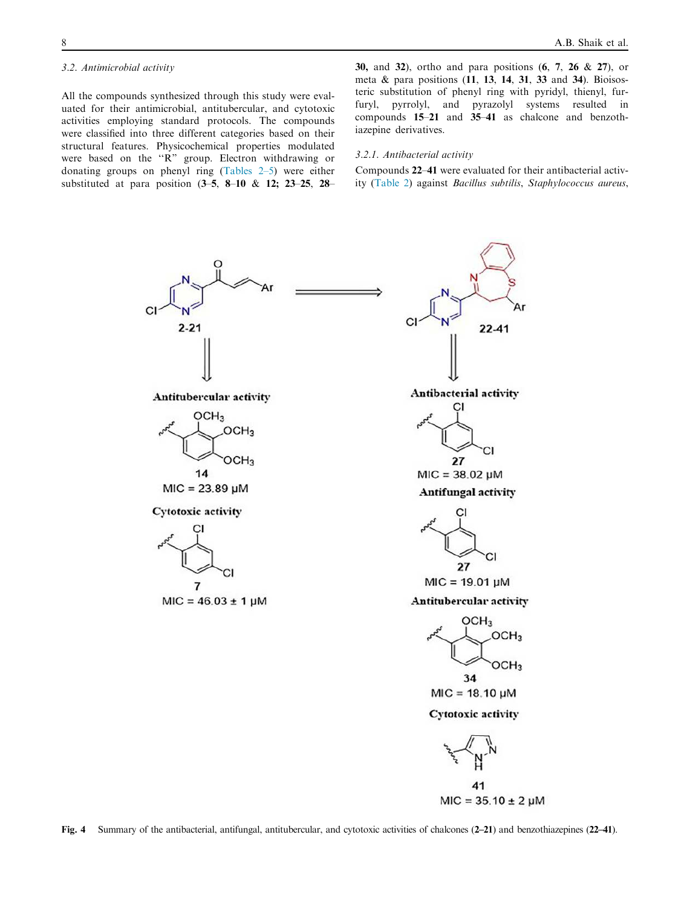### 3.2. Antimicrobial activity

All the compounds synthesized through this study were evaluated for their antimicrobial, antitubercular, and cytotoxic activities employing standard protocols. The compounds were classified into three different categories based on their structural features. Physicochemical properties modulated were based on the "R" group. Electron withdrawing or donating groups on phenyl ring (Tables 2–5) were either substituted at para position (**3–5**, **8–10** & **12; 23–25**, **28–30,** and **32**), ortho and para positions (**6**, **7**, **26** & **27**), or meta & para positions (**11**, **13**, **14**, **31**, **33** and **34**). Bioisosteric substitution of phenyl ring with pyridyl, thienyl, furfuryl, pyrrolyl, and pyrazolyl systems resulted in compounds **15–21** and **35–41** as chalcone and benzothiazepine derivatives.

#### 3.2.1. Antibacterial activity

Compounds **22–41** were evaluated for their antibacterial activity (Table 2) against *Bacillus subtilis*, *Staphylococcus aureus*,

**Fig. 4** Summary of the antibacterial, antifungal, antitubercular, and cytotoxic activities of chalcones (**2–21**) and benzothiazepines (**22–41**).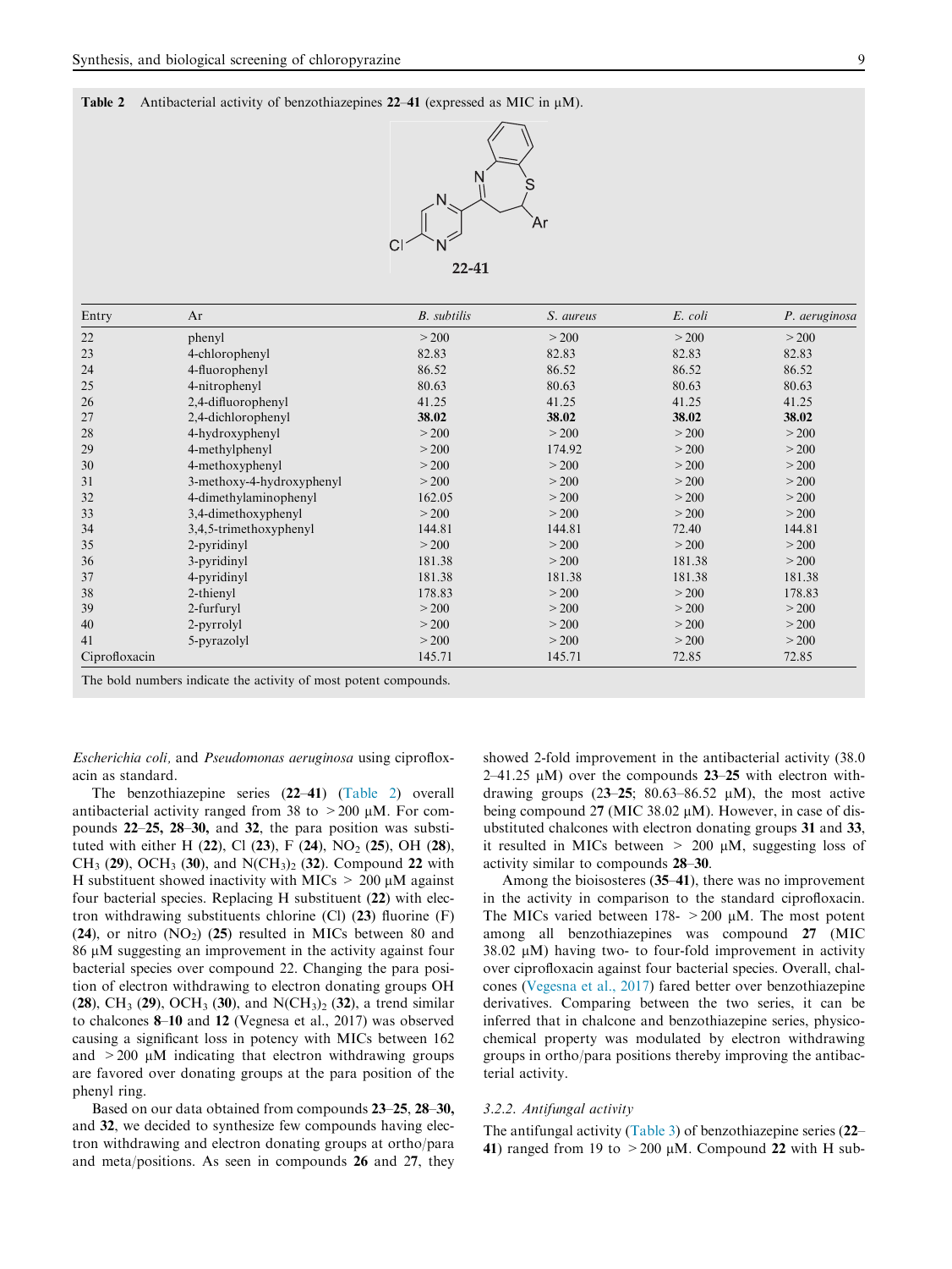**Table 2** Antibacterial activity of benzothiazepines **22**–**41** (expressed as MIC in μM).

**22-41**

| Entry | Ar | *B. subtilis* | *S. aureus* | *E. coli* | *P. aeruginosa* |
|---|---|---|---|---|---|
| 22 | phenyl | > 200 | > 200 | > 200 | > 200 |
| 23 | 4-chlorophenyl | 82.83 | 82.83 | 82.83 | 82.83 |
| 24 | 4-fluorophenyl | 86.52 | 86.52 | 86.52 | 86.52 |
| 25 | 4-nitrophenyl | 80.63 | 80.63 | 80.63 | 80.63 |
| 26 | 2,4-difluorophenyl | 41.25 | 41.25 | 41.25 | 41.25 |
| 27 | 2,4-dichlorophenyl | **38.02** | **38.02** | **38.02** | **38.02** |
| 28 | 4-hydroxyphenyl | > 200 | > 200 | > 200 | > 200 |
| 29 | 4-methylphenyl | > 200 | 174.92 | > 200 | > 200 |
| 30 | 4-methoxyphenyl | > 200 | > 200 | > 200 | > 200 |
| 31 | 3-methoxy-4-hydroxyphenyl | > 200 | > 200 | > 200 | > 200 |
| 32 | 4-dimethylaminophenyl | 162.05 | > 200 | > 200 | > 200 |
| 33 | 3,4-dimethoxyphenyl | > 200 | > 200 | > 200 | > 200 |
| 34 | 3,4,5-trimethoxyphenyl | 144.81 | 144.81 | 72.40 | 144.81 |
| 35 | 2-pyridinyl | > 200 | > 200 | > 200 | > 200 |
| 36 | 3-pyridinyl | 181.38 | > 200 | 181.38 | > 200 |
| 37 | 4-pyridinyl | 181.38 | 181.38 | 181.38 | 181.38 |
| 38 | 2-thienyl | 178.83 | > 200 | > 200 | 178.83 |
| 39 | 2-furfuryl | > 200 | > 200 | > 200 | > 200 |
| 40 | 2-pyrrolyl | > 200 | > 200 | > 200 | > 200 |
| 41 | 5-pyrazolyl | > 200 | > 200 | > 200 | > 200 |
| Ciprofloxacin | | 145.71 | 145.71 | 72.85 | 72.85 |

The bold numbers indicate the activity of most potent compounds.

*Escherichia coli,* and *Pseudomonas aeruginosa* using ciprofloxacin as standard.

The benzothiazepine series (**22**–**41**) (Table 2) overall antibacterial activity ranged from 38 to > 200 μM. For compounds **22**–**25, 28**–**30,** and **32**, the para position was substituted with either H (**22**), Cl (**23**), F (**24**), $NO_2$ (**25**), OH (**28**), $CH_3$ (**29**), $OCH_3$ (**30**), and $N(CH_3)_2$ (**32**). Compound **22** with H substituent showed inactivity with MICs > 200 μM against four bacterial species. Replacing H substituent (**22**) with electron withdrawing substituents chlorine (Cl) (**23**) fluorine (F) (**24**), or nitro ($NO_2$) (**25**) resulted in MICs between 80 and 86 μM suggesting an improvement in the activity against four bacterial species over compound 22. Changing the para position of electron withdrawing to electron donating groups OH (**28**), $CH_3$ (**29**), $OCH_3$ (**30**), and $N(CH_3)_2$ (**32**), a trend similar to chalcones **8**–**10** and **12** (Vegnesa et al., 2017) was observed causing a significant loss in potency with MICs between 162 and > 200 μM indicating that electron withdrawing groups are favored over donating groups at the para position of the phenyl ring.

Based on our data obtained from compounds **23**–**25**, **28**–**30,** and **32**, we decided to synthesize few compounds having electron withdrawing and electron donating groups at ortho/para and meta/positions. As seen in compounds **26** and 27, they showed 2-fold improvement in the antibacterial activity (38.02–41.25 μM) over the compounds **23**–**25** with electron withdrawing groups (2**3**–**25**; 80.63–86.52 μM), the most active being compound 2**7** (MIC 38.02 μM). However, in case of disubstituted chalcones with electron donating groups **31** and **33**, it resulted in MICs between > 200 μM, suggesting loss of activity similar to compounds **28**–**30**.

Among the bioisosteres (**35**–**41**), there was no improvement in the activity in comparison to the standard ciprofloxacin. The MICs varied between 178- > 200 μM. The most potent among all benzothiazepines was compound **27** (MIC 38.02 μM) having two- to four-fold improvement in activity over ciprofloxacin against four bacterial species. Overall, chalcones (Vegesna et al., 2017) fared better over benzothiazepine derivatives. Comparing between the two series, it can be inferred that in chalcone and benzothiazepine series, physicochemical property was modulated by electron withdrawing groups in ortho/para positions thereby improving the antibacterial activity.

#### 3.2.2. Antifungal activity

The antifungal activity (Table 3) of benzothiazepine series (**22**–**41**) ranged from 19 to > 200 μM. Compound **22** with H sub-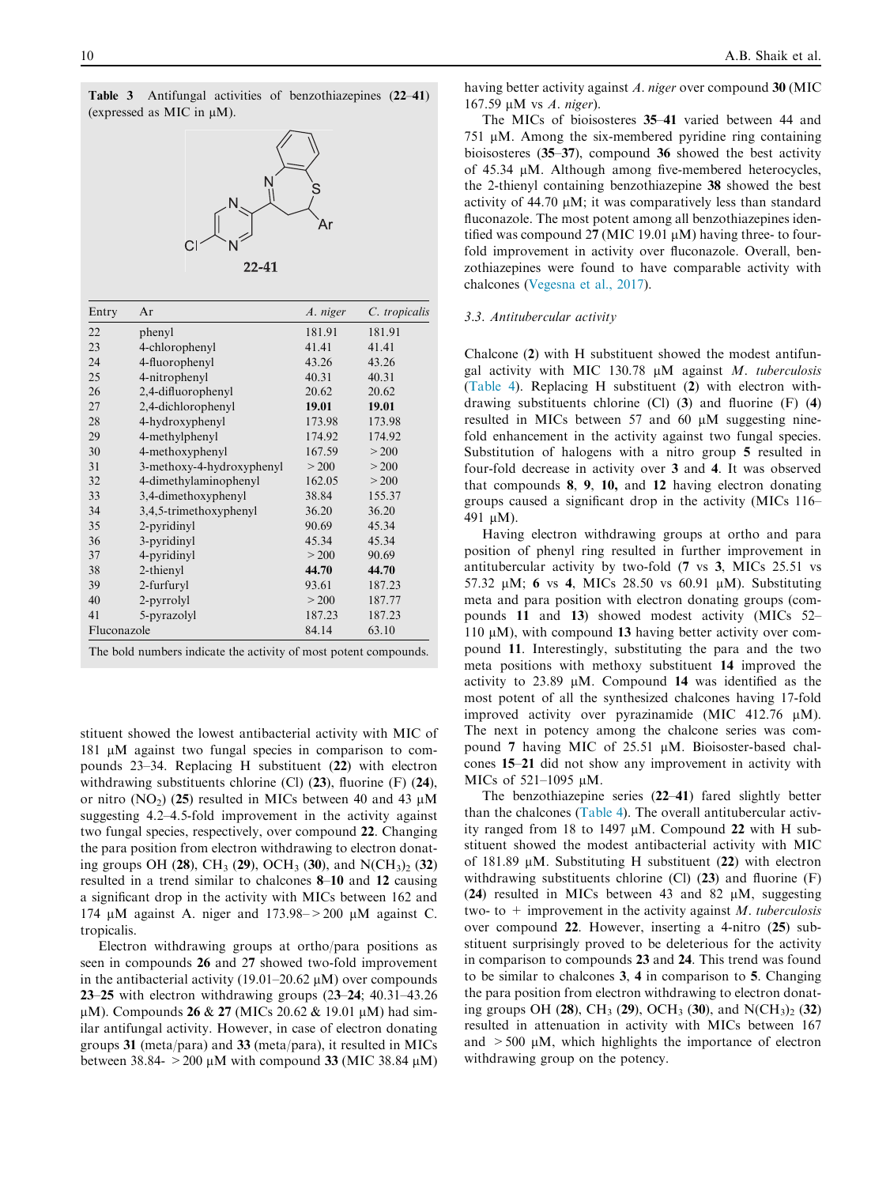**Table 3** Antifungal activities of benzothiazepines (**22–41**) (expressed as MIC in μM).

**22-41**

| Entry | Ar | *A. niger* | *C. tropicalis* |
|---|---|---|---|
| 22 | phenyl | 181.91 | 181.91 |
| 23 | 4-chlorophenyl | 41.41 | 41.41 |
| 24 | 4-fluorophenyl | 43.26 | 43.26 |
| 25 | 4-nitrophenyl | 40.31 | 40.31 |
| 26 | 2,4-difluorophenyl | 20.62 | 20.62 |
| 27 | 2,4-dichlorophenyl | **19.01** | **19.01** |
| 28 | 4-hydroxyphenyl | 173.98 | 173.98 |
| 29 | 4-methylphenyl | 174.92 | 174.92 |
| 30 | 4-methoxyphenyl | 167.59 | > 200 |
| 31 | 3-methoxy-4-hydroxyphenyl | > 200 | > 200 |
| 32 | 4-dimethylaminophenyl | 162.05 | > 200 |
| 33 | 3,4-dimethoxyphenyl | 38.84 | 155.37 |
| 34 | 3,4,5-trimethoxyphenyl | 36.20 | 36.20 |
| 35 | 2-pyridinyl | 90.69 | 45.34 |
| 36 | 3-pyridinyl | 45.34 | 45.34 |
| 37 | 4-pyridinyl | > 200 | 90.69 |
| 38 | 2-thienyl | **44.70** | **44.70** |
| 39 | 2-furfuryl | 93.61 | 187.23 |
| 40 | 2-pyrrolyl | > 200 | 187.77 |
| 41 | 5-pyrazolyl | 187.23 | 187.23 |
| Fluconazole | | 84.14 | 63.10 |

The bold numbers indicate the activity of most potent compounds.

stituent showed the lowest antibacterial activity with MIC of 181 μM against two fungal species in comparison to compounds 23–34. Replacing H substituent (**22**) with electron withdrawing substituents chlorine (Cl) (**23**), fluorine (F) (**24**), or nitro ($NO_2$) (**25**) resulted in MICs between 40 and 43 μM suggesting 4.2–4.5-fold improvement in the activity against two fungal species, respectively, over compound **22**. Changing the para position from electron withdrawing to electron donating groups OH (**28**), $CH_3$ (**29**), $OCH_3$ (**30**), and $N(CH_3)_2$ (**32**) resulted in a trend similar to chalcones **8–10** and **12** causing a significant drop in the activity with MICs between 162 and 174 μM against A. niger and 173.98–> 200 μM against C. tropicalis.

Electron withdrawing groups at ortho/para positions as seen in compounds **26** and **27** showed two-fold improvement in the antibacterial activity (19.01–20.62 μM) over compounds **23–25** with electron withdrawing groups (**23–24**; 40.31–43.26 μM). Compounds **26** & **27** (MICs 20.62 & 19.01 μM) had similar antifungal activity. However, in case of electron donating groups **31** (meta/para) and **33** (meta/para), it resulted in MICs between 38.84- > 200 μM with compound **33** (MIC 38.84 μM) having better activity against *A. niger* over compound **30** (MIC 167.59 μM vs *A. niger*).

The MICs of bioisosteres **35–41** varied between 44 and 751 μM. Among the six-membered pyridine ring containing bioisosteres (**35–37**), compound **36** showed the best activity of 45.34 μM. Although among five-membered heterocycles, the 2-thienyl containing benzothiazepine **38** showed the best activity of 44.70 μM; it was comparatively less than standard fluconazole. The most potent among all benzothiazepines identified was compound 27 (MIC 19.01 μM) having three- to four-fold improvement in activity over fluconazole. Overall, benzothiazepines were found to have comparable activity with chalcones (Vegesna et al., 2017).

### 3.3. Antitubercular activity

Chalcone (**2**) with H substituent showed the modest antifungal activity with MIC 130.78 μM against *M. tuberculosis* (Table 4). Replacing H substituent (**2**) with electron withdrawing substituents chlorine (Cl) (**3**) and fluorine (F) (**4**) resulted in MICs between 57 and 60 μM suggesting nine-fold enhancement in the activity against two fungal species. Substitution of halogens with a nitro group **5** resulted in four-fold decrease in activity over **3** and **4**. It was observed that compounds **8**, **9**, **10**, and **12** having electron donating groups caused a significant drop in the activity (MICs 116–491 μM).

Having electron withdrawing groups at ortho and para position of phenyl ring resulted in further improvement in antitubercular activity by two-fold (**7** vs **3**, MICs 25.51 vs 57.32 μM; **6** vs **4**, MICs 28.50 vs 60.91 μM). Substituting meta and para position with electron donating groups (compounds **11** and **13**) showed modest activity (MICs 52–110 μM), with compound **13** having better activity over compound **11**. Interestingly, substituting the para and the two meta positions with methoxy substituent **14** improved the activity to 23.89 μM. Compound **14** was identified as the most potent of all the synthesized chalcones having 17-fold improved activity over pyrazinamide (MIC 412.76 μM). The next in potency among the chalcone series was compound **7** having MIC of 25.51 μM. Bioisoster-based chalcones **15–21** did not show any improvement in activity with MICs of 521–1095 μM.

The benzothiazepine series (**22–41**) fared slightly better than the chalcones (Table 4). The overall antitubercular activity ranged from 18 to 1497 μM. Compound **22** with H substituent showed the modest antibacterial activity with MIC of 181.89 μM. Substituting H substituent (**22**) with electron withdrawing substituents chlorine (Cl) (**23**) and fluorine (F) (**24**) resulted in MICs between 43 and 82 μM, suggesting two- to + improvement in the activity against *M. tuberculosis* over compound **22**. However, inserting a 4-nitro (**25**) substituent surprisingly proved to be deleterious for the activity in comparison to compounds **23** and **24**. This trend was found to be similar to chalcones **3**, **4** in comparison to **5**. Changing the para position from electron withdrawing to electron donating groups OH (**28**), $CH_3$ (**29**), $OCH_3$ (**30**), and $N(CH_3)_2$ (**32**) resulted in attenuation in activity with MICs between 167 and > 500 μM, which highlights the importance of electron withdrawing group on the potency.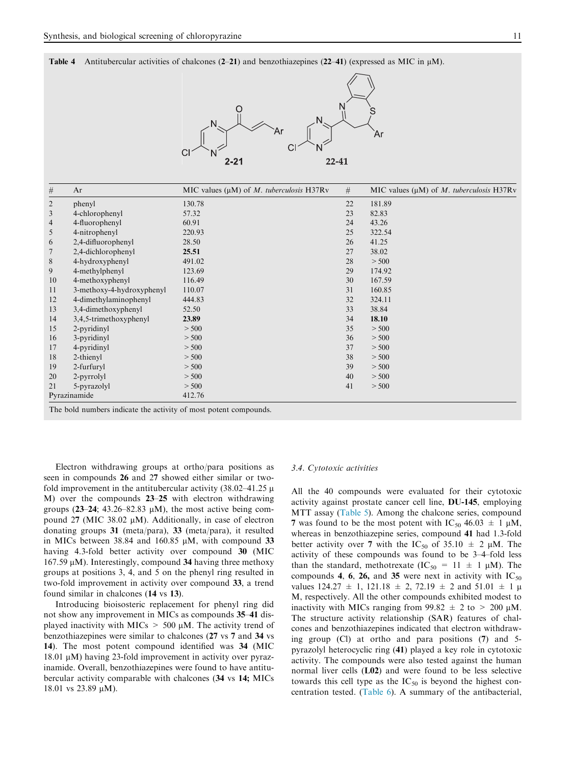**Table 4** Antitubercular activities of chalcones (**2**–**21**) and benzothiazepines (**22**–**41**) (expressed as MIC in μM).

| # | Ar | MIC values (μM) of *M. tuberculosis* H37Rv | # | MIC values (μM) of *M. tuberculosis* H37Rv |
|---|---|---|---|---|
| 2 | phenyl | 130.78 | 22 | 181.89 |
| 3 | 4-chlorophenyl | 57.32 | 23 | 82.83 |
| 4 | 4-fluorophenyl | 60.91 | 24 | 43.26 |
| 5 | 4-nitrophenyl | 220.93 | 25 | 322.54 |
| 6 | 2,4-difluorophenyl | 28.50 | 26 | 41.25 |
| 7 | 2,4-dichlorophenyl | **25.51** | 27 | 38.02 |
| 8 | 4-hydroxyphenyl | 491.02 | 28 | > 500 |
| 9 | 4-methylphenyl | 123.69 | 29 | 174.92 |
| 10 | 4-methoxyphenyl | 116.49 | 30 | 167.59 |
| 11 | 3-methoxy-4-hydroxyphenyl | 110.07 | 31 | 160.85 |
| 12 | 4-dimethylaminophenyl | 444.83 | 32 | 324.11 |
| 13 | 3,4-dimethoxyphenyl | 52.50 | 33 | 38.84 |
| 14 | 3,4,5-trimethoxyphenyl | **23.89** | 34 | **18.10** |
| 15 | 2-pyridinyl | > 500 | 35 | > 500 |
| 16 | 3-pyridinyl | > 500 | 36 | > 500 |
| 17 | 4-pyridinyl | > 500 | 37 | > 500 |
| 18 | 2-thienyl | > 500 | 38 | > 500 |
| 19 | 2-furfuryl | > 500 | 39 | > 500 |
| 20 | 2-pyrrolyl | > 500 | 40 | > 500 |
| 21 | 5-pyrazolyl | > 500 | 41 | > 500 |
| Pyrazinamide | | 412.76 | | |

The bold numbers indicate the activity of most potent compounds.

Electron withdrawing groups at ortho/para positions as seen in compounds **26** and 27 showed either similar or two-fold improvement in the antitubercular activity (38.02–41.25 μM) over the compounds **23**–**25** with electron withdrawing groups (**23**–**24**; 43.26–82.83 μM), the most active being compound **27** (MIC 38.02 μM). Additionally, in case of electron donating groups **31** (meta/para), **33** (meta/para), it resulted in MICs between 38.84 and 160.85 μM, with compound **33** having 4.3-fold better activity over compound **30** (MIC 167.59 μM). Interestingly, compound **34** having three methoxy groups at positions 3, 4, and 5 on the phenyl ring resulted in two-fold improvement in activity over compound **33**, a trend found similar in chalcones (**14** vs **13**).

Introducing bioisosteric replacement for phenyl ring did not show any improvement in MICs as compounds **35**–**41** displayed inactivity with MICs > 500 μM. The activity trend of benzothiazepines were similar to chalcones (**27** vs **7** and **34** vs **14**). The most potent compound identified was **34** (MIC 18.01 μM) having 23-fold improvement in activity over pyrazinamide. Overall, benzothiazepines were found to have antitubercular activity comparable with chalcones (**34** vs **14; MICs** 18.01 vs 23.89 μM).

### 3.4. Cytotoxic activities

All the 40 compounds were evaluated for their cytotoxic activity against prostate cancer cell line, **DU-145**, employing MTT assay (Table 5). Among the chalcone series, compound **7** was found to be the most potent with $IC_{50}$ 46.03 ± 1 μM, whereas in benzothiazepine series, compound **41** had 1.3-fold better activity over **7** with the $IC_{50}$ of 35.10 ± 2 μM. The activity of these compounds was found to be 3–4-fold less than the standard, methotrexate ($IC_{50}$ = 11 ± 1 μM). The compounds **4**, **6**, **26,** and **35** were next in activity with $IC_{50}$ values 124.27 ± 1, 121.18 ± 2, 72.19 ± 2 and 51.01 ± 1 μM, respectively. All the other compounds exhibited modest to inactivity with MICs ranging from 99.82 ± 2 to > 200 μM. The structure activity relationship (SAR) features of chalcones and benzothiazepines indicated that electron withdrawing group (Cl) at ortho and para positions (**7**) and 5-pyrazolyl heterocyclic ring (**41**) played a key role in cytotoxic activity. The compounds were also tested against the human normal liver cells (**L02**) and were found to be less selective towards this cell type as the $IC_{50}$ is beyond the highest concentration tested. (Table 6). A summary of the antibacterial,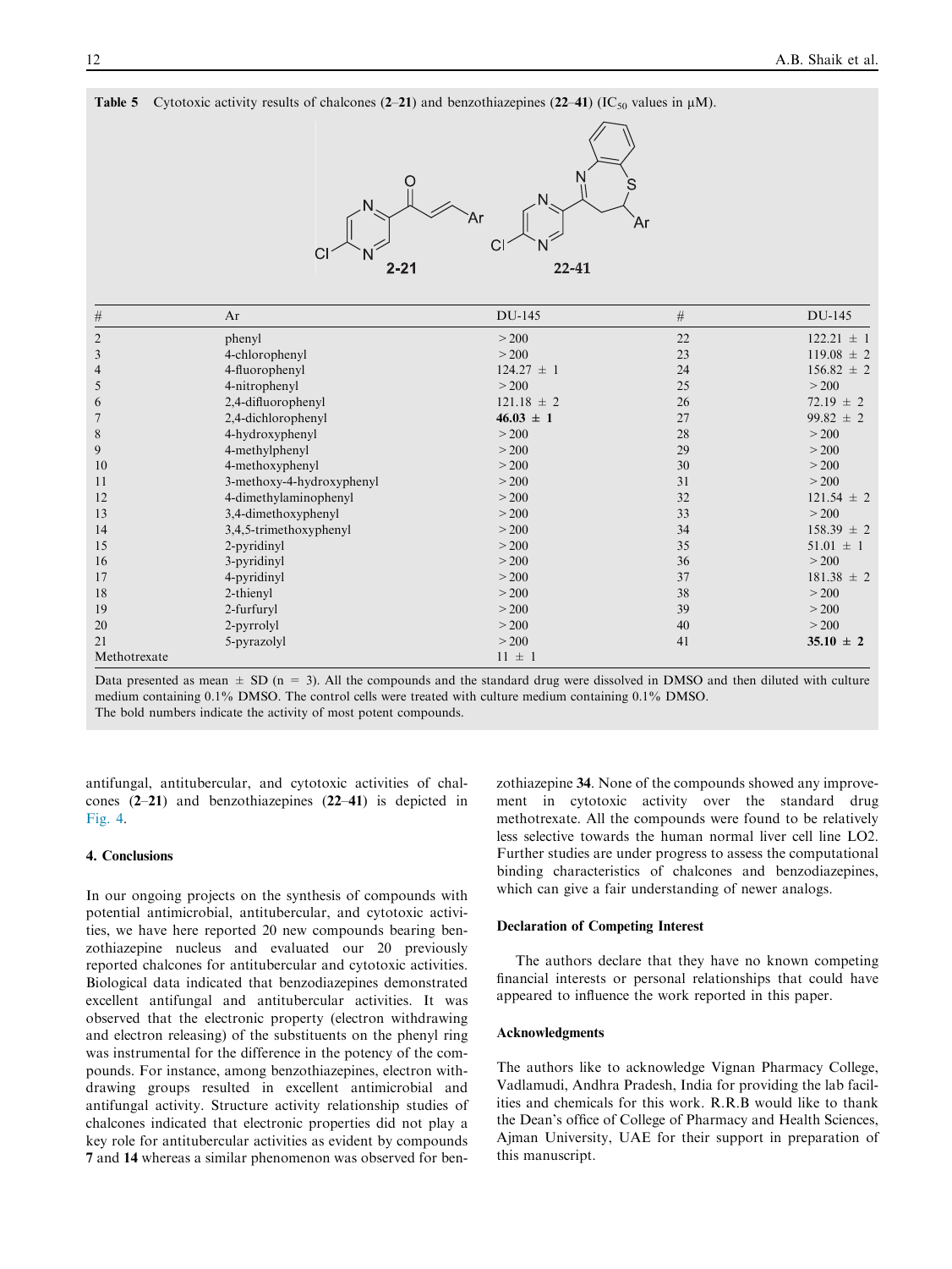**Table 5** Cytotoxic activity results of chalcones (**2**–**21**) and benzothiazepines (**22**–**41**) ($IC_{50}$ values in μM).

| # | Ar | DU-145 | # | DU-145 |
|---|---|---|---|---|
| 2 | phenyl | > 200 | 22 | 122.21 ± 1 |
| 3 | 4-chlorophenyl | > 200 | 23 | 119.08 ± 2 |
| 4 | 4-fluorophenyl | 124.27 ± 1 | 24 | 156.82 ± 2 |
| 5 | 4-nitrophenyl | > 200 | 25 | > 200 |
| 6 | 2,4-difluorophenyl | 121.18 ± 2 | 26 | 72.19 ± 2 |
| 7 | 2,4-dichlorophenyl | **46.03 ± 1** | 27 | 99.82 ± 2 |
| 8 | 4-hydroxyphenyl | > 200 | 28 | > 200 |
| 9 | 4-methylphenyl | > 200 | 29 | > 200 |
| 10 | 4-methoxyphenyl | > 200 | 30 | > 200 |
| 11 | 3-methoxy-4-hydroxyphenyl | > 200 | 31 | > 200 |
| 12 | 4-dimethylaminophenyl | > 200 | 32 | 121.54 ± 2 |
| 13 | 3,4-dimethoxyphenyl | > 200 | 33 | > 200 |
| 14 | 3,4,5-trimethoxyphenyl | > 200 | 34 | 158.39 ± 2 |
| 15 | 2-pyridinyl | > 200 | 35 | 51.01 ± 1 |
| 16 | 3-pyridinyl | > 200 | 36 | > 200 |
| 17 | 4-pyridinyl | > 200 | 37 | 181.38 ± 2 |
| 18 | 2-thienyl | > 200 | 38 | > 200 |
| 19 | 2-furfuryl | > 200 | 39 | > 200 |
| 20 | 2-pyrrolyl | > 200 | 40 | > 200 |
| 21 | 5-pyrazolyl | > 200 | 41 | **35.10 ± 2** |
| Methotrexate | | 11 ± 1 | | |

Data presented as mean ± SD (n = 3). All the compounds and the standard drug were dissolved in DMSO and then diluted with culture medium containing 0.1% DMSO. The control cells were treated with culture medium containing 0.1% DMSO.
The bold numbers indicate the activity of most potent compounds.

antifungal, antitubercular, and cytotoxic activities of chalcones (**2**–**21**) and benzothiazepines (**22**–**41**) is depicted in Fig. 4.

## 4. Conclusions

In our ongoing projects on the synthesis of compounds with potential antimicrobial, antitubercular, and cytotoxic activities, we have here reported 20 new compounds bearing benzothiazepine nucleus and evaluated our 20 previously reported chalcones for antitubercular and cytotoxic activities. Biological data indicated that benzodiazepines demonstrated excellent antifungal and antitubercular activities. It was observed that the electronic property (electron withdrawing and electron releasing) of the substituents on the phenyl ring was instrumental for the difference in the potency of the compounds. For instance, among benzothiazepines, electron withdrawing groups resulted in excellent antimicrobial and antifungal activity. Structure activity relationship studies of chalcones indicated that electronic properties did not play a key role for antitubercular activities as evident by compounds **7** and **14** whereas a similar phenomenon was observed for benzothiazepine **34**. None of the compounds showed any improvement in cytotoxic activity over the standard drug methotrexate. All the compounds were found to be relatively less selective towards the human normal liver cell line LO2. Further studies are under progress to assess the computational binding characteristics of chalcones and benzodiazepines, which can give a fair understanding of newer analogs.

### Declaration of Competing Interest

The authors declare that they have no known competing financial interests or personal relationships that could have appeared to influence the work reported in this paper.

### Acknowledgments

The authors like to acknowledge Vignan Pharmacy College, Vadlamudi, Andhra Pradesh, India for providing the lab facilities and chemicals for this work. R.R.B would like to thank the Dean's office of College of Pharmacy and Health Sciences, Ajman University, UAE for their support in preparation of this manuscript.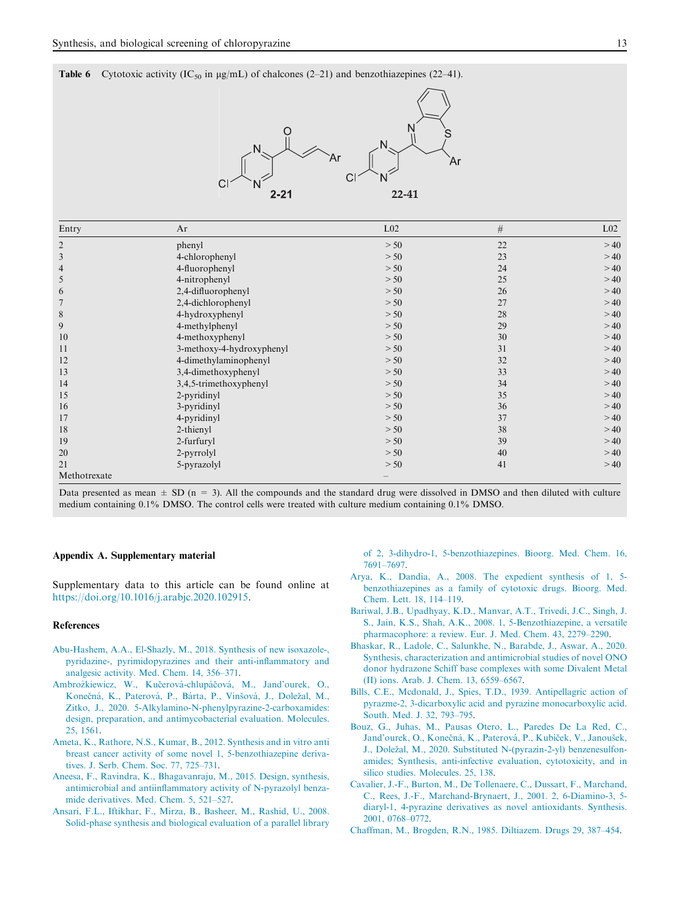**Table 6** Cytotoxic activity ($IC_{50}$ in μg/mL) of chalcones (2–21) and benzothiazepines (22–41).

| Entry | Ar | L02 | # | L02 |
|---|---|---|---|---|
| 2 | phenyl | > 50 | 22 | > 40 |
| 3 | 4-chlorophenyl | > 50 | 23 | > 40 |
| 4 | 4-fluorophenyl | > 50 | 24 | > 40 |
| 5 | 4-nitrophenyl | > 50 | 25 | > 40 |
| 6 | 2,4-difluorophenyl | > 50 | 26 | > 40 |
| 7 | 2,4-dichlorophenyl | > 50 | 27 | > 40 |
| 8 | 4-hydroxyphenyl | > 50 | 28 | > 40 |
| 9 | 4-methylphenyl | > 50 | 29 | > 40 |
| 10 | 4-methoxyphenyl | > 50 | 30 | > 40 |
| 11 | 3-methoxy-4-hydroxyphenyl | > 50 | 31 | > 40 |
| 12 | 4-dimethylaminophenyl | > 50 | 32 | > 40 |
| 13 | 3,4-dimethoxyphenyl | > 50 | 33 | > 40 |
| 14 | 3,4,5-trimethoxyphenyl | > 50 | 34 | > 40 |
| 15 | 2-pyridinyl | > 50 | 35 | > 40 |
| 16 | 3-pyridinyl | > 50 | 36 | > 40 |
| 17 | 4-pyridinyl | > 50 | 37 | > 40 |
| 18 | 2-thienyl | > 50 | 38 | > 40 |
| 19 | 2-furfuryl | > 50 | 39 | > 40 |
| 20 | 2-pyrrolyl | > 50 | 40 | > 40 |
| 21 | 5-pyrazolyl | > 50 | 41 | > 40 |
| Methotrexate | | – | | |

Data presented as mean ± SD (n = 3). All the compounds and the standard drug were dissolved in DMSO and then diluted with culture medium containing 0.1% DMSO. The control cells were treated with culture medium containing 0.1% DMSO.

### Appendix A. Supplementary material

Supplementary data to this article can be found online at https://doi.org/10.1016/j.arabjc.2020.102915.

### References

Abu-Hashem, A.A., El-Shazly, M., 2018. Synthesis of new isoxazole-, pyridazine-, pyrimidopyrazines and their anti-inflammatory and analgesic activity. Med. Chem. 14, 356–371.

Ambrożkiewicz, W., Kučerová-chlupáčová, M., Jand'ourek, O., Konečná, K., Paterová, P., Bárta, P., Vinšová, J., Doležal, M., Zitko, J., 2020. 5-Alkylamino-N-phenylpyrazine-2-carboxamides: design, preparation, and antimycobacterial evaluation. Molecules. 25, 1561.

Ameta, K., Rathore, N.S., Kumar, B., 2012. Synthesis and in vitro anti breast cancer activity of some novel 1, 5-benzothiazepine derivatives. J. Serb. Chem. Soc. 77, 725–731.

Aneesa, F., Ravindra, K., Bhagavanraju, M., 2015. Design, synthesis, antimicrobial and antiinflammatory activity of N-pyrazolyl benzamide derivatives. Med. Chem. 5, 521–527.

Ansari, F.L., Iftikhar, F., Mirza, B., Basheer, M., Rashid, U., 2008. Solid-phase synthesis and biological evaluation of a parallel library of 2, 3-dihydro-1, 5-benzothiazepines. Bioorg. Med. Chem. 16, 7691–7697.

Arya, K., Dandia, A., 2008. The expedient synthesis of 1, 5-benzothiazepines as a family of cytotoxic drugs. Bioorg. Med. Chem. Lett. 18, 114–119.

Bariwal, J.B., Upadhyay, K.D., Manvar, A.T., Trivedi, J.C., Singh, J. S., Jain, K.S., Shah, A.K., 2008. 1, 5-Benzothiazepine, a versatile pharmacophore: a review. Eur. J. Med. Chem. 43, 2279–2290.

Bhaskar, R., Ladole, C., Salunkhe, N., Barabde, J., Aswar, A., 2020. Synthesis, characterization and antimicrobial studies of novel ONO donor hydrazone Schiff base complexes with some Divalent Metal (II) ions. Arab. J. Chem. 13, 6559–6567.

Bills, C.E., Mcdonald, J., Spies, T.D., 1939. Antipellagric action of pyrazme-2, 3-dicarboxylic acid and pyrazine monocarboxylic acid. South. Med. J. 32, 793–795.

Bouz, G., Juhas, M., Pausas Otero, L., Paredes De La Red, C., Jand'ourek, O., Konečná, K., Paterová, P., Kubíček, V., Janoušek, J., Doležal, M., 2020. Substituted N-(pyrazin-2-yl) benzenesulfonamides; Synthesis, anti-infective evaluation, cytotoxicity, and in silico studies. Molecules. 25, 138.

Cavalier, J.-F., Burton, M., De Tollenaere, C., Dussart, F., Marchand, C., Rees, J.-F., Marchand-Brynaert, J., 2001. 2, 6-Diamino-3, 5-diaryl-1, 4-pyrazine derivatives as novel antioxidants. Synthesis. 2001, 0768–0772.

Chaffman, M., Brogden, R.N., 1985. Diltiazem. Drugs 29, 387–454.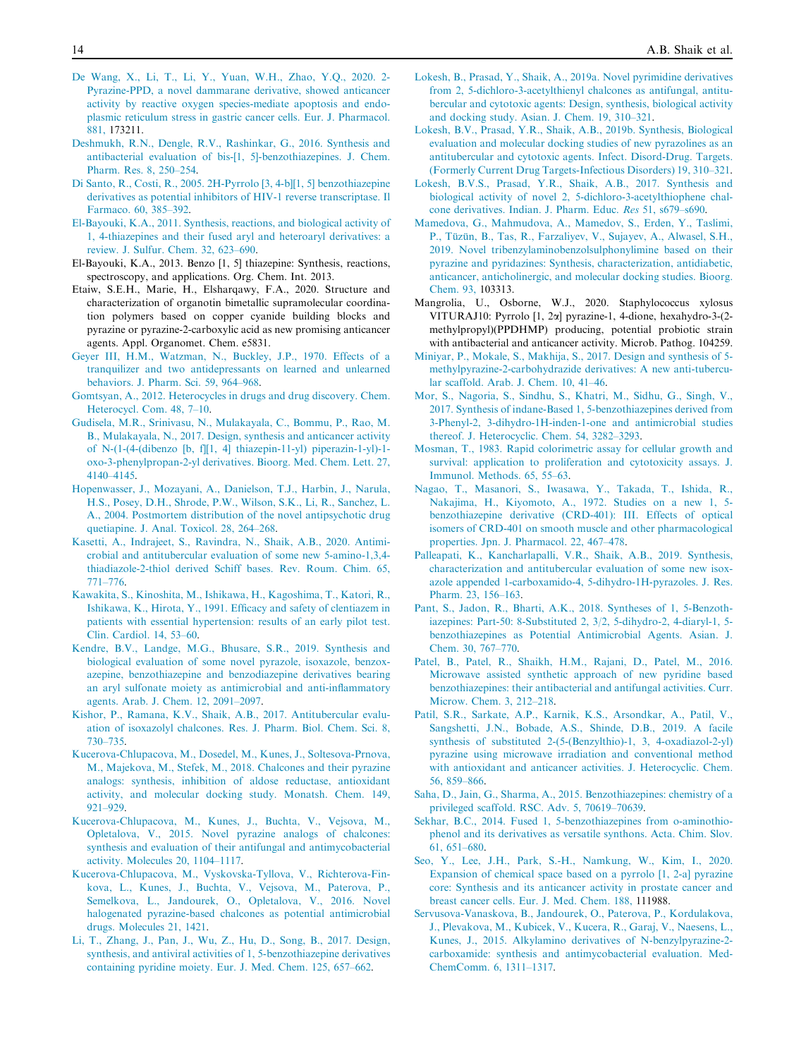De Wang, X., Li, T., Li, Y., Yuan, W.H., Zhao, Y.Q., 2020. 2-Pyrazine-PPD, a novel dammarane derivative, showed anticancer activity by reactive oxygen species-mediate apoptosis and endoplasmic reticulum stress in gastric cancer cells. Eur. J. Pharmacol. 881, 173211.

Deshmukh, R.N., Dengle, R.V., Rashinkar, G., 2016. Synthesis and antibacterial evaluation of bis-[1, 5]-benzothiazepines. J. Chem. Pharm. Res. 8, 250–254.

Di Santo, R., Costi, R., 2005. 2H-Pyrrolo [3, 4-b][1, 5] benzothiazepine derivatives as potential inhibitors of HIV-1 reverse transcriptase. Il Farmaco. 60, 385–392.

El-Bayouki, K.A., 2011. Synthesis, reactions, and biological activity of 1, 4-thiazepines and their fused aryl and heteroaryl derivatives: a review. J. Sulfur. Chem. 32, 623–690.

El-Bayouki, K.A., 2013. Benzo [1, 5] thiazepine: Synthesis, reactions, spectroscopy, and applications. Org. Chem. Int. 2013.

Etaiw, S.E.H., Marie, H., Elsharqawy, F.A., 2020. Structure and characterization of organotin bimetallic supramolecular coordination polymers based on copper cyanide building blocks and pyrazine or pyrazine-2-carboxylic acid as new promising anticancer agents. Appl. Organomet. Chem. e5831.

Geyer III, H.M., Watzman, N., Buckley, J.P., 1970. Effects of a tranquilizer and two antidepressants on learned and unlearned behaviors. J. Pharm. Sci. 59, 964–968.

Gomtsyan, A., 2012. Heterocycles in drugs and drug discovery. Chem. Heterocycl. Com. 48, 7–10.

Gudisela, M.R., Srinivasu, N., Mulakayala, C., Bommu, P., Rao, M. B., Mulakayala, N., 2017. Design, synthesis and anticancer activity of N-(1-(4-(dibenzo [b, f][1, 4] thiazepin-11-yl) piperazin-1-yl)-1-oxo-3-phenylpropan-2-yl derivatives. Bioorg. Med. Chem. Lett. 27, 4140–4145.

Hopenwasser, J., Mozayani, A., Danielson, T.J., Harbin, J., Narula, H.S., Posey, D.H., Shrode, P.W., Wilson, S.K., Li, R., Sanchez, L. A., 2004. Postmortem distribution of the novel antipsychotic drug quetiapine. J. Anal. Toxicol. 28, 264–268.

Kasetti, A., Indrajeet, S., Ravindra, N., Shaik, A.B., 2020. Antimicrobial and antitubercular evaluation of some new 5-amino-1,3,4-thiadiazole-2-thiol derived Schiff bases. Rev. Roum. Chim. 65, 771–776.

Kawakita, S., Kinoshita, M., Ishikawa, H., Kagoshima, T., Katori, R., Ishikawa, K., Hirota, Y., 1991. Efficacy and safety of clentiazem in patients with essential hypertension: results of an early pilot test. Clin. Cardiol. 14, 53–60.

Kendre, B.V., Landge, M.G., Bhusare, S.R., 2019. Synthesis and biological evaluation of some novel pyrazole, isoxazole, benzoxazepine, benzothiazepine and benzodiazepine derivatives bearing an aryl sulfonate moiety as antimicrobial and anti-inflammatory agents. Arab. J. Chem. 12, 2091–2097.

Kishor, P., Ramana, K.V., Shaik, A.B., 2017. Antitubercular evaluation of isoxazolyl chalcones. Res. J. Pharm. Biol. Chem. Sci. 8, 730–735.

Kucerova-Chlupacova, M., Dosedel, M., Kunes, J., Soltesova-Prnova, M., Majekova, M., Stefek, M., 2018. Chalcones and their pyrazine analogs: synthesis, inhibition of aldose reductase, antioxidant activity, and molecular docking study. Monatsh. Chem. 149, 921–929.

Kucerova-Chlupacova, M., Kunes, J., Buchta, V., Vejsova, M., Opletalova, V., 2015. Novel pyrazine analogs of chalcones: synthesis and evaluation of their antifungal and antimycobacterial activity. Molecules 20, 1104–1117.

Kucerova-Chlupacova, M., Vyskovska-Tyllova, V., Richterova-Finkova, L., Kunes, J., Buchta, V., Vejsova, M., Paterova, P., Semelkova, L., Jandourek, O., Opletalova, V., 2016. Novel halogenated pyrazine-based chalcones as potential antimicrobial drugs. Molecules 21, 1421.

Li, T., Zhang, J., Pan, J., Wu, Z., Hu, D., Song, B., 2017. Design, synthesis, and antiviral activities of 1, 5-benzothiazepine derivatives containing pyridine moiety. Eur. J. Med. Chem. 125, 657–662.

Lokesh, B., Prasad, Y., Shaik, A., 2019a. Novel pyrimidine derivatives from 2, 5-dichloro-3-acetylthienyl chalcones as antifungal, antitubercular and cytotoxic agents: Design, synthesis, biological activity and docking study. Asian. J. Chem. 19, 310–321.

Lokesh, B.V., Prasad, Y.R., Shaik, A.B., 2019b. Synthesis, Biological evaluation and molecular docking studies of new pyrazolines as an antitubercular and cytotoxic agents. Infect. Disord-Drug. Targets. (Formerly Current Drug Targets-Infectious Disorders) 19, 310–321.

Lokesh, B.V.S., Prasad, Y.R., Shaik, A.B., 2017. Synthesis and biological activity of novel 2, 5-dichloro-3-acetylthiophene chalcone derivatives. Indian. J. Pharm. Educ. *Res* 51, s679–s690.

Mamedova, G., Mahmudova, A., Mamedov, S., Erden, Y., Taslimi, P., Tüzün, B., Tas, R., Farzaliyev, V., Sujayev, A., Alwasel, S.H., 2019. Novel tribenzylaminobenzolsulphonylimine based on their pyrazine and pyridazines: Synthesis, characterization, antidiabetic, anticancer, anticholinergic, and molecular docking studies. Bioorg. Chem. 93, 103313.

Mangrolia, U., Osborne, W.J., 2020. Staphylococcus xylosus VITURAJ10: Pyrrolo [1, 2α] pyrazine-1, 4-dione, hexahydro-3-(2-methylpropyl)(PPDHMP) producing, potential probiotic strain with antibacterial and anticancer activity. Microb. Pathog. 104259.

Miniyar, P., Mokale, S., Makhija, S., 2017. Design and synthesis of 5-methylpyrazine-2-carbohydrazide derivatives: A new anti-tubercular scaffold. Arab. J. Chem. 10, 41–46.

Mor, S., Nagoria, S., Sindhu, S., Khatri, M., Sidhu, G., Singh, V., 2017. Synthesis of indane-Based 1, 5-benzothiazepines derived from 3-Phenyl-2, 3-dihydro-1H-inden-1-one and antimicrobial studies thereof. J. Heterocyclic. Chem. 54, 3282–3293.

Mosman, T., 1983. Rapid colorimetric assay for cellular growth and survival: application to proliferation and cytotoxicity assays. J. Immunol. Methods. 65, 55–63.

Nagao, T., Masanori, S., Iwasawa, Y., Takada, T., Ishida, R., Nakajima, H., Kiyomoto, A., 1972. Studies on a new 1, 5-benzothiazepine derivative (CRD-401): III. Effects of optical isomers of CRD-401 on smooth muscle and other pharmacological properties. Jpn. J. Pharmacol. 22, 467–478.

Palleapati, K., Kancharlapalli, V.R., Shaik, A.B., 2019. Synthesis, characterization and antitubercular evaluation of some new isoxazole appended 1-carboxamido-4, 5-dihydro-1H-pyrazoles. J. Res. Pharm. 23, 156–163.

Pant, S., Jadon, R., Bharti, A.K., 2018. Syntheses of 1, 5-Benzothiazepines: Part-50: 8-Substituted 2, 3/2, 5-dihydro-2, 4-diaryl-1, 5-benzothiazepines as Potential Antimicrobial Agents. Asian. J. Chem. 30, 767–770.

Patel, B., Patel, R., Shaikh, H.M., Rajani, D., Patel, M., 2016. Microwave assisted synthetic approach of new pyridine based benzothiazepines: their antibacterial and antifungal activities. Curr. Microw. Chem. 3, 212–218.

Patil, S.R., Sarkate, A.P., Karnik, K.S., Arsondkar, A., Patil, V., Sangshetti, J.N., Bobade, A.S., Shinde, D.B., 2019. A facile synthesis of substituted 2-(5-(Benzylthio)-1, 3, 4-oxadiazol-2-yl) pyrazine using microwave irradiation and conventional method with antioxidant and anticancer activities. J. Heterocyclic. Chem. 56, 859–866.

Saha, D., Jain, G., Sharma, A., 2015. Benzothiazepines: chemistry of a privileged scaffold. RSC. Adv. 5, 70619–70639.

Sekhar, B.C., 2014. Fused 1, 5-benzothiazepines from o-aminothiophenol and its derivatives as versatile synthons. Acta. Chim. Slov. 61, 651–680.

Seo, Y., Lee, J.H., Park, S.-H., Namkung, W., Kim, I., 2020. Expansion of chemical space based on a pyrrolo [1, 2-a] pyrazine core: Synthesis and its anticancer activity in prostate cancer and breast cancer cells. Eur. J. Med. Chem. 188, 111988.

Servusova-Vanaskova, B., Jandourek, O., Paterova, P., Kordulakova, J., Plevakova, M., Kubicek, V., Kucera, R., Garaj, V., Naesens, L., Kunes, J., 2015. Alkylamino derivatives of N-benzylpyrazine-2-carboxamide: synthesis and antimycobacterial evaluation. MedChemComm. 6, 1311–1317.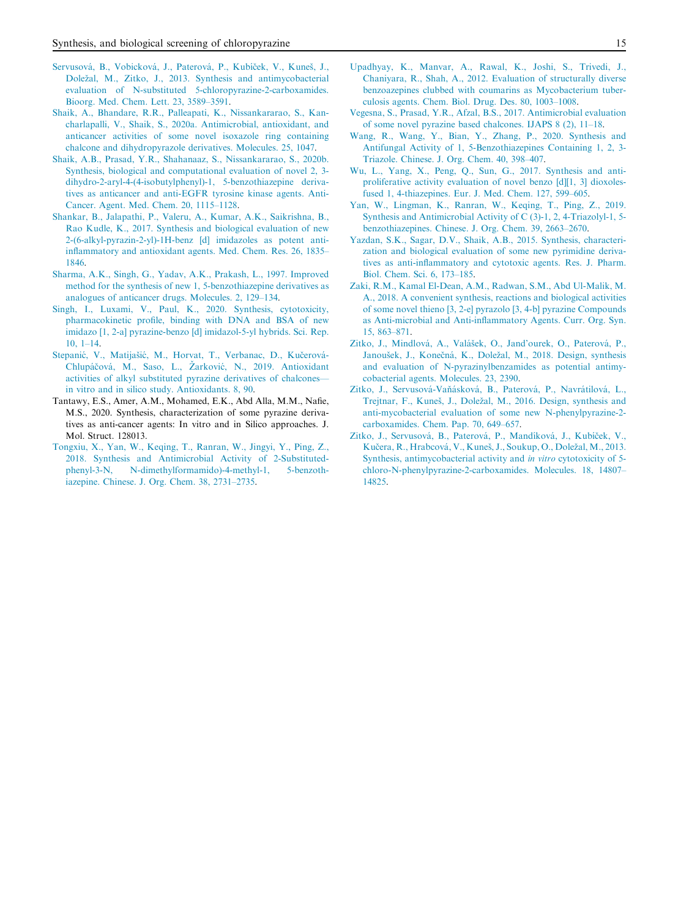Servusová, B., Vobicková, J., Paterová, P., Kubíček, V., Kuneš, J., Doležal, M., Zitko, J., 2013. Synthesis and antimycobacterial evaluation of N-substituted 5-chloropyrazine-2-carboxamides. Bioorg. Med. Chem. Lett. 23, 3589–3591.

Shaik, A., Bhandare, R.R., Palleapati, K., Nissankararao, S., Kancharlapalli, V., Shaik, S., 2020a. Antimicrobial, antioxidant, and anticancer activities of some novel isoxazole ring containing chalcone and dihydropyrazole derivatives. Molecules. 25, 1047.

Shaik, A.B., Prasad, Y.R., Shahanaaz, S., Nissankararao, S., 2020b. Synthesis, biological and computational evaluation of novel 2, 3-dihydro-2-aryl-4-(4-isobutylphenyl)-1, 5-benzothiazepine derivatives as anticancer and anti-EGFR tyrosine kinase agents. Anti-Cancer. Agent. Med. Chem. 20, 1115–1128.

Shankar, B., Jalapathi, P., Valeru, A., Kumar, A.K., Saikrishna, B., Rao Kudle, K., 2017. Synthesis and biological evaluation of new 2-(6-alkyl-pyrazin-2-yl)-1H-benz [d] imidazoles as potent anti-inflammatory and antioxidant agents. Med. Chem. Res. 26, 1835–1846.

Sharma, A.K., Singh, G., Yadav, A.K., Prakash, L., 1997. Improved method for the synthesis of new 1, 5-benzothiazepine derivatives as analogues of anticancer drugs. Molecules. 2, 129–134.

Singh, I., Luxami, V., Paul, K., 2020. Synthesis, cytotoxicity, pharmacokinetic profile, binding with DNA and BSA of new imidazo [1, 2-a] pyrazine-benzo [d] imidazol-5-yl hybrids. Sci. Rep. 10, 1–14.

Stepanić, V., Matijašić, M., Horvat, T., Verbanac, D., Kučerová-Chlupáčová, M., Saso, L., Žarković, N., 2019. Antioxidant activities of alkyl substituted pyrazine derivatives of chalcones—in vitro and in silico study. Antioxidants. 8, 90.

Tantawy, E.S., Amer, A.M., Mohamed, E.K., Abd Alla, M.M., Nafie, M.S., 2020. Synthesis, characterization of some pyrazine derivatives as anti-cancer agents: In vitro and in Silico approaches. J. Mol. Struct. 128013.

Tongxiu, X., Yan, W., Keqing, T., Ranran, W., Jingyi, Y., Ping, Z., 2018. Synthesis and Antimicrobial Activity of 2-Substituted-phenyl-3-N, N-dimethylformamido)-4-methyl-1, 5-benzothiazepine. Chinese. J. Org. Chem. 38, 2731–2735.

Upadhyay, K., Manvar, A., Rawal, K., Joshi, S., Trivedi, J., Chaniyara, R., Shah, A., 2012. Evaluation of structurally diverse benzoazepines clubbed with coumarins as Mycobacterium tuberculosis agents. Chem. Biol. Drug. Des. 80, 1003–1008.

Vegesna, S., Prasad, Y.R., Afzal, B.S., 2017. Antimicrobial evaluation of some novel pyrazine based chalcones. IJAPS 8 (2), 11–18.

Wang, R., Wang, Y., Bian, Y., Zhang, P., 2020. Synthesis and Antifungal Activity of 1, 5-Benzothiazepines Containing 1, 2, 3-Triazole. Chinese. J. Org. Chem. 40, 398–407.

Wu, L., Yang, X., Peng, Q., Sun, G., 2017. Synthesis and anti-proliferative activity evaluation of novel benzo [d][1, 3] dioxoles-fused 1, 4-thiazepines. Eur. J. Med. Chem. 127, 599–605.

Yan, W., Lingman, K., Ranran, W., Keqing, T., Ping, Z., 2019. Synthesis and Antimicrobial Activity of C (3)-1, 2, 4-Triazolyl-1, 5-benzothiazepines. Chinese. J. Org. Chem. 39, 2663–2670.

Yazdan, S.K., Sagar, D.V., Shaik, A.B., 2015. Synthesis, characterization and biological evaluation of some new pyrimidine derivatives as anti-inflammatory and cytotoxic agents. Res. J. Pharm. Biol. Chem. Sci. 6, 173–185.

Zaki, R.M., Kamal El-Dean, A.M., Radwan, S.M., Abd Ul-Malik, M. A., 2018. A convenient synthesis, reactions and biological activities of some novel thieno [3, 2-e] pyrazolo [3, 4-b] pyrazine Compounds as Anti-microbial and Anti-inflammatory Agents. Curr. Org. Syn. 15, 863–871.

Zitko, J., Mindlová, A., Valášek, O., Jand'ourek, O., Paterová, P., Janoušek, J., Konečná, K., Doležal, M., 2018. Design, synthesis and evaluation of N-pyrazinylbenzamides as potential antimycobacterial agents. Molecules. 23, 2390.

Zitko, J., Servusová-Vaňásková, B., Paterová, P., Navrátilová, L., Trejtnar, F., Kuneš, J., Doležal, M., 2016. Design, synthesis and anti-mycobacterial evaluation of some new N-phenylpyrazine-2-carboxamides. Chem. Pap. 70, 649–657.

Zitko, J., Servusová, B., Paterová, P., Mandíková, J., Kubíček, V., Kučera, R., Hrabcová, V., Kuneš, J., Soukup, O., Doležal, M., 2013. Synthesis, antimycobacterial activity and *in vitro* cytotoxicity of 5-chloro-N-phenylpyrazine-2-carboxamides. Molecules. 18, 14807–14825.